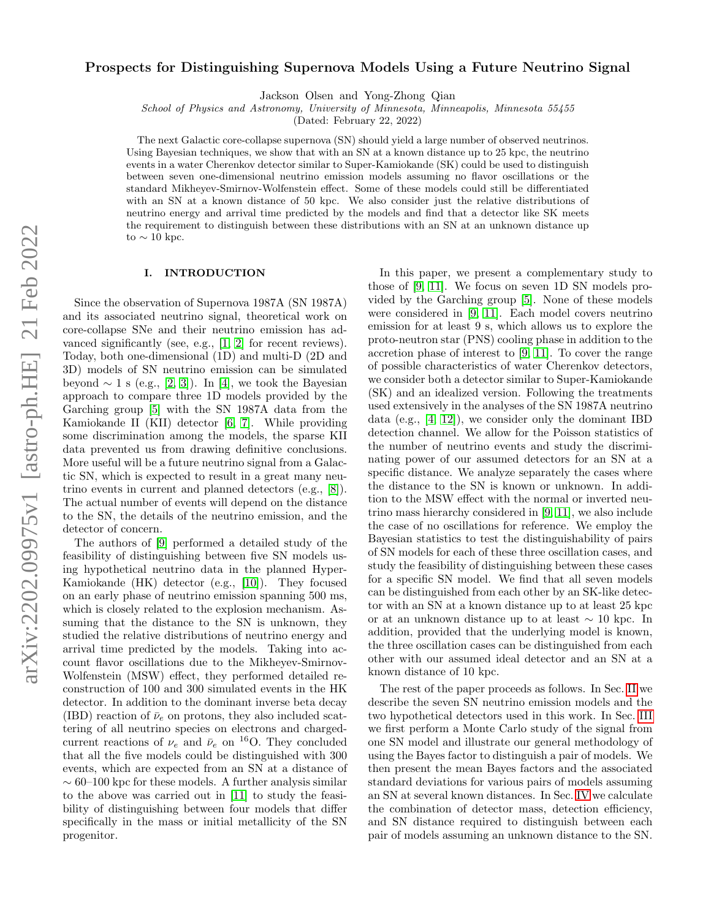# Prospects for Distinguishing Supernova Models Using a Future Neutrino Signal

Jackson Olsen and Yong-Zhong Qian

*School of Physics and Astronomy, University of Minnesota, Minneapolis, Minnesota 55455*

(Dated: February 22, 2022)

The next Galactic core-collapse supernova (SN) should yield a large number of observed neutrinos. Using Bayesian techniques, we show that with an SN at a known distance up to 25 kpc, the neutrino events in a water Cherenkov detector similar to Super-Kamiokande (SK) could be used to distinguish between seven one-dimensional neutrino emission models assuming no flavor oscillations or the standard Mikheyev-Smirnov-Wolfenstein effect. Some of these models could still be differentiated with an SN at a known distance of 50 kpc. We also consider just the relative distributions of neutrino energy and arrival time predicted by the models and find that a detector like SK meets the requirement to distinguish between these distributions with an SN at an unknown distance up to $\sim 10$ kpc.

## I. INTRODUCTION

Since the observation of Supernova 1987A (SN 1987A) and its associated neutrino signal, theoretical work on core-collapse SNe and their neutrino emission has advanced significantly (see, e.g., [1, 2] for recent reviews). Today, both one-dimensional (1D) and multi-D (2D and 3D) models of SN neutrino emission can be simulated beyond $\sim 1$ s (e.g., [2, 3]). In [4], we took the Bayesian approach to compare three 1D models provided by the Garching group [5] with the SN 1987A data from the Kamiokande II (KII) detector [6, 7]. While providing some discrimination among the models, the sparse KII data prevented us from drawing definitive conclusions. More useful will be a future neutrino signal from a Galactic SN, which is expected to result in a great many neutrino events in current and planned detectors (e.g., [8]). The actual number of events will depend on the distance to the SN, the details of the neutrino emission, and the detector of concern.

The authors of [9] performed a detailed study of the feasibility of distinguishing between five SN models using hypothetical neutrino data in the planned Hyper-Kamiokande (HK) detector (e.g., [10]). They focused on an early phase of neutrino emission spanning 500 ms, which is closely related to the explosion mechanism. Assuming that the distance to the SN is unknown, they studied the relative distributions of neutrino energy and arrival time predicted by the models. Taking into account flavor oscillations due to the Mikheyev-Smirnov-Wolfenstein (MSW) effect, they performed detailed reconstruction of 100 and 300 simulated events in the HK detector. In addition to the dominant inverse beta decay (IBD) reaction of $\bar{\nu}_e$ on protons, they also included scattering of all neutrino species on electrons and charged-current reactions of $\nu_e$ and $\bar{\nu}_e$ on $^{16}$O. They concluded that all the five models could be distinguished with 300 events, which are expected from an SN at a distance of $\sim 60$–$100$ kpc for these models. A further analysis similar to the above was carried out in [11] to study the feasibility of distinguishing between four models that differ specifically in the mass or initial metallicity of the SN progenitor.

In this paper, we present a complementary study to those of [9, 11]. We focus on seven 1D SN models provided by the Garching group [5]. None of these models were considered in [9, 11]. Each model covers neutrino emission for at least 9 s, which allows us to explore the proto-neutron star (PNS) cooling phase in addition to the accretion phase of interest to [9, 11]. To cover the range of possible characteristics of water Cherenkov detectors, we consider both a detector similar to Super-Kamiokande (SK) and an idealized version. Following the treatments used extensively in the analyses of the SN 1987A neutrino data (e.g., [4, 12]), we consider only the dominant IBD detection channel. We allow for the Poisson statistics of the number of neutrino events and study the discriminating power of our assumed detectors for an SN at a specific distance. We analyze separately the cases where the distance to the SN is known or unknown. In addition to the MSW effect with the normal or inverted neutrino mass hierarchy considered in [9, 11], we also include the case of no oscillations for reference. We employ the Bayesian statistics to test the distinguishability of pairs of SN models for each of these three oscillation cases, and study the feasibility of distinguishing between these cases for a specific SN model. We find that all seven models can be distinguished from each other by an SK-like detector with an SN at a known distance up to at least 25 kpc or at an unknown distance up to at least $\sim 10$ kpc. In addition, provided that the underlying model is known, the three oscillation cases can be distinguished from each other with our assumed ideal detector and an SN at a known distance of 10 kpc.

The rest of the paper proceeds as follows. In Sec. II we describe the seven SN neutrino emission models and the two hypothetical detectors used in this work. In Sec. III we first perform a Monte Carlo study of the signal from one SN model and illustrate our general methodology of using the Bayes factor to distinguish a pair of models. We then present the mean Bayes factors and the associated standard deviations for various pairs of models assuming an SN at several known distances. In Sec. IV we calculate the combination of detector mass, detection efficiency, and SN distance required to distinguish between each pair of models assuming an unknown distance to the SN.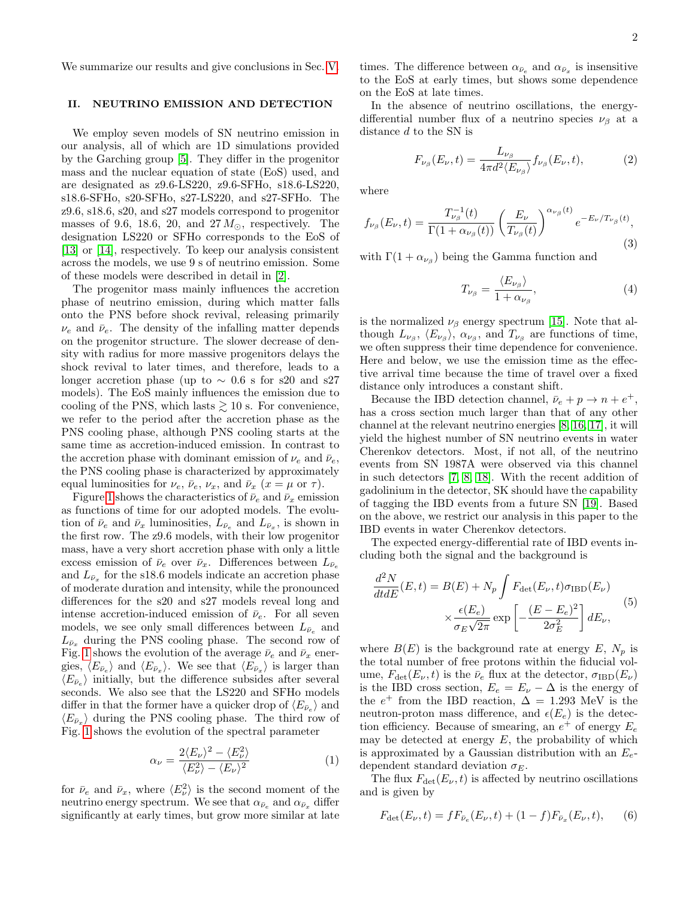We summarize our results and give conclusions in Sec. V.

## II. NEUTRINO EMISSION AND DETECTION

We employ seven models of SN neutrino emission in our analysis, all of which are 1D simulations provided by the Garching group [5]. They differ in the progenitor mass and the nuclear equation of state (EoS) used, and are designated as z9.6-LS220, z9.6-SFHo, s18.6-LS220, s18.6-SFHo, s20-SFHo, s27-LS220, and s27-SFHo. The z9.6, s18.6, s20, and s27 models correspond to progenitor masses of 9.6, 18.6, 20, and 27 $M_\odot$, respectively. The designation LS220 or SFHo corresponds to the EoS of [13] or [14], respectively. To keep our analysis consistent across the models, we use 9 s of neutrino emission. Some of these models were described in detail in [2].

The progenitor mass mainly influences the accretion phase of neutrino emission, during which matter falls onto the PNS before shock revival, releasing primarily $\nu_e$ and $\bar{\nu}_e$. The density of the infalling matter depends on the progenitor structure. The slower decrease of density with radius for more massive progenitors delays the shock revival to later times, and therefore, leads to a longer accretion phase (up to $\sim 0.6$ s for s20 and s27 models). The EoS mainly influences the emission due to cooling of the PNS, which lasts $\gtrsim 10$ s. For convenience, we refer to the period after the accretion phase as the PNS cooling phase, although PNS cooling starts at the same time as accretion-induced emission. In contrast to the accretion phase with dominant emission of $\nu_e$ and $\bar{\nu}_e$, the PNS cooling phase is characterized by approximately equal luminosities for $\nu_e$, $\bar{\nu}_e$, $\nu_x$, and $\bar{\nu}_x$ ($x = \mu$ or $\tau$).

Figure 1 shows the characteristics of $\bar{\nu}_e$ and $\bar{\nu}_x$ emission as functions of time for our adopted models. The evolution of $\bar{\nu}_e$ and $\bar{\nu}_x$ luminosities, $L_{\bar{\nu}_e}$ and $L_{\bar{\nu}_x}$, is shown in the first row. The z9.6 models, with their low progenitor mass, have a very short accretion phase with only a little excess emission of $\bar{\nu}_e$ over $\bar{\nu}_x$. Differences between $L_{\bar{\nu}_e}$ and $L_{\bar{\nu}_x}$ for the s18.6 models indicate an accretion phase of moderate duration and intensity, while the pronounced differences for the s20 and s27 models reveal long and intense accretion-induced emission of $\bar{\nu}_e$. For all seven models, we see only small differences between $L_{\bar{\nu}_e}$ and $L_{\bar{\nu}_x}$ during the PNS cooling phase. The second row of Fig. 1 shows the evolution of the average $\bar{\nu}_e$ and $\bar{\nu}_x$ energies, $\langle E_{\bar{\nu}_e}\rangle$ and $\langle E_{\bar{\nu}_x}\rangle$. We see that $\langle E_{\bar{\nu}_x}\rangle$ is larger than $\langle E_{\bar{\nu}_e}\rangle$ initially, but the difference subsides after several seconds. We also see that the LS220 and SFHo models differ in that the former have a quicker drop of $\langle E_{\bar{\nu}_e}\rangle$ and $\langle E_{\bar{\nu}_x}\rangle$ during the PNS cooling phase. The third row of Fig. 1 shows the evolution of the spectral parameter

$$\alpha_\nu = \frac{2\langle E_\nu\rangle^2 - \langle E_\nu^2\rangle}{\langle E_\nu^2\rangle - \langle E_\nu\rangle^2} \tag{1}$$

for $\bar{\nu}_e$ and $\bar{\nu}_x$, where $\langle E_\nu^2\rangle$ is the second moment of the neutrino energy spectrum. We see that $\alpha_{\bar{\nu}_e}$ and $\alpha_{\bar{\nu}_x}$ differ significantly at early times, but grow more similar at late times. The difference between $\alpha_{\bar{\nu}_e}$ and $\alpha_{\bar{\nu}_x}$ is insensitive to the EoS at early times, but shows some dependence on the EoS at late times.

In the absence of neutrino oscillations, the energy-differential number flux of a neutrino species $\nu_\beta$ at a distance $d$ to the SN is

$$F_{\nu_\beta}(E_\nu, t) = \frac{L_{\nu_\beta}}{4\pi d^2 \langle E_{\nu_\beta}\rangle} f_{\nu_\beta}(E_\nu, t), \tag{2}$$

where

$$f_{\nu_\beta}(E_\nu, t) = \frac{T_{\nu_\beta}^{-1}(t)}{\Gamma(1+\alpha_{\nu_\beta}(t))} \left(\frac{E_\nu}{T_{\nu_\beta}(t)}\right)^{\alpha_{\nu_\beta}(t)} e^{-E_\nu/T_{\nu_\beta}(t)}, \tag{3}$$

with $\Gamma(1+\alpha_{\nu_\beta})$ being the Gamma function and

$$T_{\nu_\beta} = \frac{\langle E_{\nu_\beta}\rangle}{1+\alpha_{\nu_\beta}}, \tag{4}$$

is the normalized $\nu_\beta$ energy spectrum [15]. Note that although $L_{\nu_\beta}$, $\langle E_{\nu_\beta}\rangle$, $\alpha_{\nu_\beta}$, and $T_{\nu_\beta}$ are functions of time, we often suppress their time dependence for convenience. Here and below, we use the emission time as the effective arrival time because the time of travel over a fixed distance only introduces a constant shift.

Because the IBD detection channel, $\bar{\nu}_e + p \to n + e^+$, has a cross section much larger than that of any other channel at the relevant neutrino energies [8, 16, 17], it will yield the highest number of SN neutrino events in water Cherenkov detectors. Most, if not all, of the neutrino events from SN 1987A were observed via this channel in such detectors [7, 8, 18]. With the recent addition of gadolinium in the detector, SK should have the capability of tagging the IBD events from a future SN [19]. Based on the above, we restrict our analysis in this paper to the IBD events in water Cherenkov detectors.

The expected energy-differential rate of IBD events including both the signal and the background is

$$\frac{d^2N}{dtdE}(E,t) = B(E) + N_p \int F_{\rm det}(E_\nu, t)\sigma_{\rm IBD}(E_\nu) \times \frac{\epsilon(E_e)}{\sigma_E\sqrt{2\pi}} \exp\left[-\frac{(E-E_e)^2}{2\sigma_E^2}\right] dE_\nu, \tag{5}$$

where $B(E)$ is the background rate at energy $E$, $N_p$ is the total number of free protons within the fiducial volume, $F_{\rm det}(E_\nu, t)$ is the $\bar{\nu}_e$ flux at the detector, $\sigma_{\rm IBD}(E_\nu)$ is the IBD cross section, $E_e = E_\nu - \Delta$ is the energy of the $e^+$ from the IBD reaction, $\Delta = 1.293$ MeV is the neutron-proton mass difference, and $\epsilon(E_e)$ is the detection efficiency. Because of smearing, an $e^+$ of energy $E_e$ may be detected at energy $E$, the probability of which is approximated by a Gaussian distribution with an $E_e$-dependent standard deviation $\sigma_E$.

The flux $F_{\rm det}(E_\nu, t)$ is affected by neutrino oscillations and is given by

$$F_{\rm det}(E_\nu, t) = fF_{\bar{\nu}_e}(E_\nu, t) + (1-f)F_{\bar{\nu}_x}(E_\nu, t), \tag{6}$$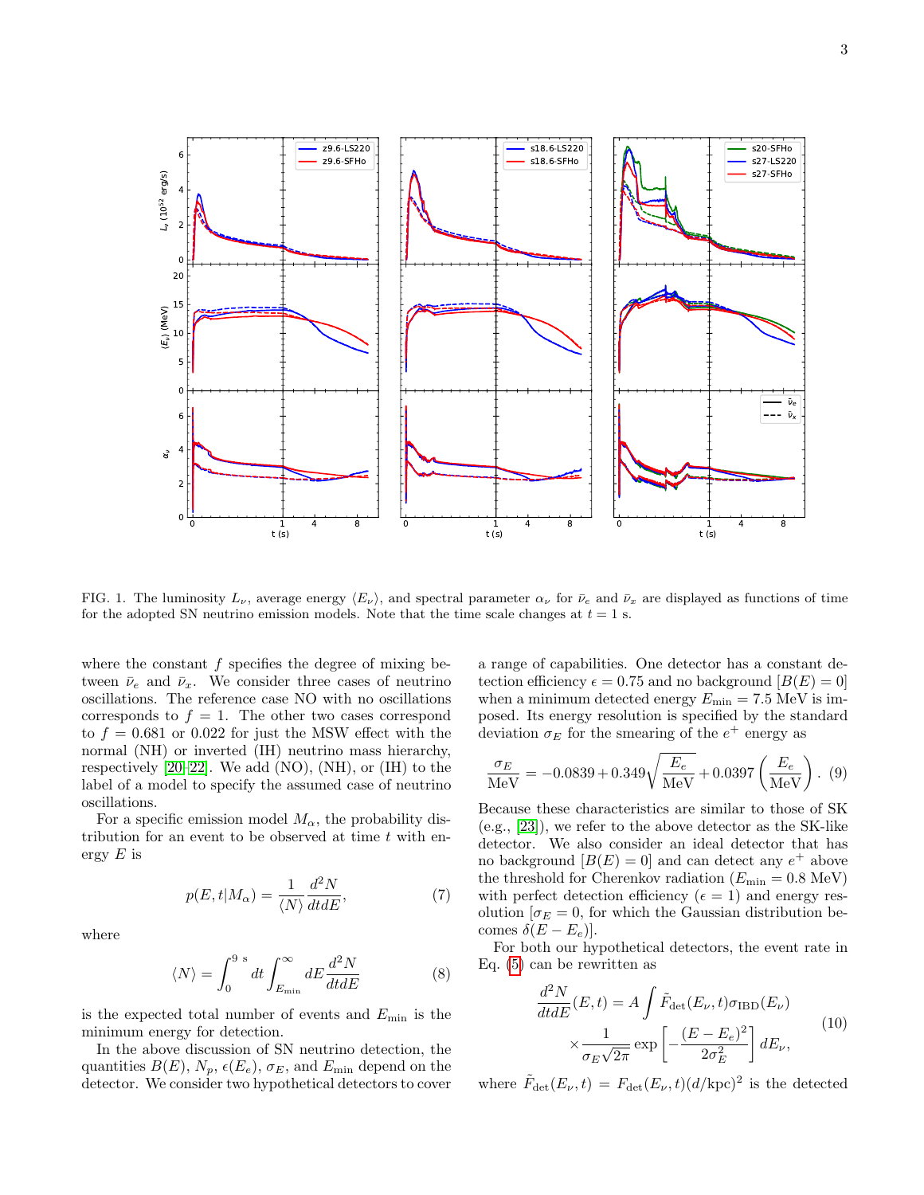FIG. 1. The luminosity $L_\nu$, average energy $\langle E_\nu \rangle$, and spectral parameter $\alpha_\nu$ for $\bar{\nu}_e$ and $\bar{\nu}_x$ are displayed as functions of time for the adopted SN neutrino emission models. Note that the time scale changes at $t = 1$ s.

where the constant $f$ specifies the degree of mixing between $\bar{\nu}_e$ and $\bar{\nu}_x$. We consider three cases of neutrino oscillations. The reference case NO with no oscillations corresponds to $f = 1$. The other two cases correspond to $f = 0.681$ or 0.022 for just the MSW effect with the normal (NH) or inverted (IH) neutrino mass hierarchy, respectively [20–22]. We add (NO), (NH), or (IH) to the label of a model to specify the assumed case of neutrino oscillations.

For a specific emission model $M_\alpha$, the probability distribution for an event to be observed at time $t$ with energy $E$ is

$$p(E,t|M_\alpha) = \frac{1}{\langle N \rangle} \frac{d^2N}{dtdE}, \tag{7}$$

where

$$\langle N \rangle = \int_0^{9\ \mathrm{s}} dt \int_{E_{\min}}^{\infty} dE \frac{d^2N}{dtdE} \tag{8}$$

is the expected total number of events and $E_{\min}$ is the minimum energy for detection.

In the above discussion of SN neutrino detection, the quantities $B(E)$, $N_p$, $\epsilon(E_e)$, $\sigma_E$, and $E_{\min}$ depend on the detector. We consider two hypothetical detectors to cover a range of capabilities. One detector has a constant detection efficiency $\epsilon = 0.75$ and no background [$B(E) = 0$] when a minimum detected energy $E_{\min} = 7.5$ MeV is imposed. Its energy resolution is specified by the standard deviation $\sigma_E$ for the smearing of the $e^+$ energy as

$$\frac{\sigma_E}{\mathrm{MeV}} = -0.0839 + 0.349\sqrt{\frac{E_e}{\mathrm{MeV}}} + 0.0397\left(\frac{E_e}{\mathrm{MeV}}\right). \tag{9}$$

Because these characteristics are similar to those of SK (e.g., [23]), we refer to the above detector as the SK-like detector. We also consider an ideal detector that has no background [$B(E) = 0$] and can detect any $e^+$ above the threshold for Cherenkov radiation ($E_{\min} = 0.8$ MeV) with perfect detection efficiency ($\epsilon = 1$) and energy resolution [$\sigma_E = 0$, for which the Gaussian distribution becomes $\delta(E - E_e)$].

For both our hypothetical detectors, the event rate in Eq. (5) can be rewritten as

$$\begin{aligned} \frac{d^2N}{dtdE}(E,t) = A \int \tilde{F}_{\mathrm{det}}(E_\nu,t)\sigma_{\mathrm{IBD}}(E_\nu) \\ \times \frac{1}{\sigma_E\sqrt{2\pi}} \exp\left[-\frac{(E-E_e)^2}{2\sigma_E^2}\right] dE_\nu, \end{aligned} \tag{10}$$

where $\tilde{F}_{\mathrm{det}}(E_\nu,t) = F_{\mathrm{det}}(E_\nu,t)(d/\mathrm{kpc})^2$ is the detected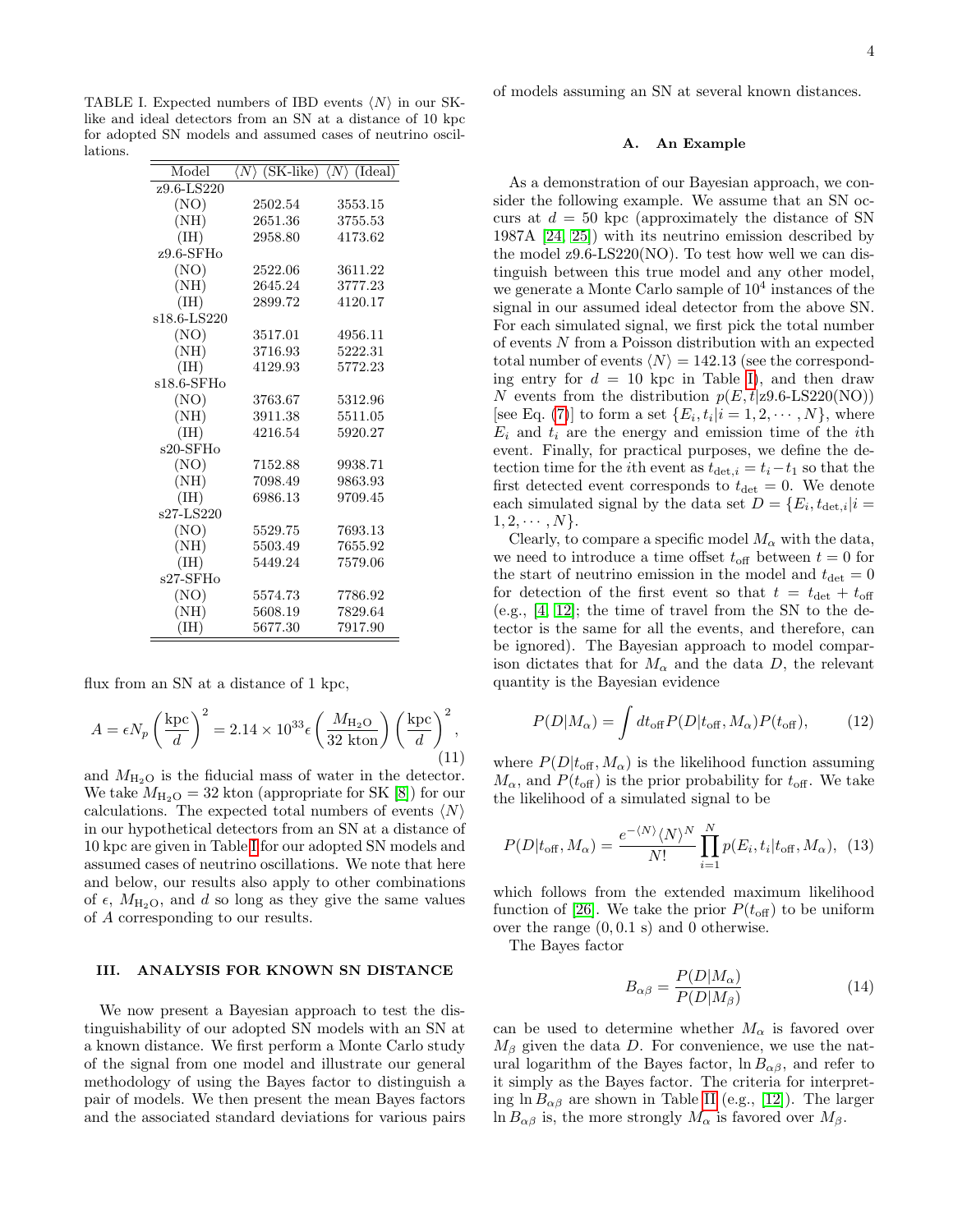TABLE I. Expected numbers of IBD events $\langle N \rangle$ in our SK-like and ideal detectors from an SN at a distance of 10 kpc for adopted SN models and assumed cases of neutrino oscillations.

| Model | $\langle N \rangle$ (SK-like) | $\langle N \rangle$ (Ideal) |
|---|---|---|
| z9.6-LS220 | | |
| (NO) | 2502.54 | 3553.15 |
| (NH) | 2651.36 | 3755.53 |
| (IH) | 2958.80 | 4173.62 |
| z9.6-SFHo | | |
| (NO) | 2522.06 | 3611.22 |
| (NH) | 2645.24 | 3777.23 |
| (IH) | 2899.72 | 4120.17 |
| s18.6-LS220 | | |
| (NO) | 3517.01 | 4956.11 |
| (NH) | 3716.93 | 5222.31 |
| (IH) | 4129.93 | 5772.23 |
| s18.6-SFHo | | |
| (NO) | 3763.67 | 5312.96 |
| (NH) | 3911.38 | 5511.05 |
| (IH) | 4216.54 | 5920.27 |
| s20-SFHo | | |
| (NO) | 7152.88 | 9938.71 |
| (NH) | 7098.49 | 9863.93 |
| (IH) | 6986.13 | 9709.45 |
| s27-LS220 | | |
| (NO) | 5529.75 | 7693.13 |
| (NH) | 5503.49 | 7655.92 |
| (IH) | 5449.24 | 7579.06 |
| s27-SFHo | | |
| (NO) | 5574.73 | 7786.92 |
| (NH) | 5608.19 | 7829.64 |
| (IH) | 5677.30 | 7917.90 |

flux from an SN at a distance of 1 kpc,

$$A = \epsilon N_p \left(\frac{\text{kpc}}{d}\right)^2 = 2.14 \times 10^{33} \epsilon \left(\frac{M_{\rm H_2O}}{32\text{ kton}}\right)\left(\frac{\text{kpc}}{d}\right)^2, \tag{11}$$

and $M_{\rm H_2O}$ is the fiducial mass of water in the detector. We take $M_{\rm H_2O} = 32$ kton (appropriate for SK [8]) for our calculations. The expected total numbers of events $\langle N \rangle$ in our hypothetical detectors from an SN at a distance of 10 kpc are given in Table I for our adopted SN models and assumed cases of neutrino oscillations. We note that here and below, our results also apply to other combinations of $\epsilon$, $M_{\rm H_2O}$, and $d$ so long as they give the same values of $A$ corresponding to our results.

## III. ANALYSIS FOR KNOWN SN DISTANCE

We now present a Bayesian approach to test the distinguishability of our adopted SN models with an SN at a known distance. We first perform a Monte Carlo study of the signal from one model and illustrate our general methodology of using the Bayes factor to distinguish a pair of models. We then present the mean Bayes factors and the associated standard deviations for various pairs of models assuming an SN at several known distances.

### A. An Example

As a demonstration of our Bayesian approach, we consider the following example. We assume that an SN occurs at $d = 50$ kpc (approximately the distance of SN 1987A [24, 25]) with its neutrino emission described by the model z9.6-LS220(NO). To test how well we can distinguish between this true model and any other model, we generate a Monte Carlo sample of $10^4$ instances of the signal in our assumed ideal detector from the above SN. For each simulated signal, we first pick the total number of events $N$ from a Poisson distribution with an expected total number of events $\langle N \rangle = 142.13$ (see the corresponding entry for $d = 10$ kpc in Table I), and then draw $N$ events from the distribution $p(E, t|\text{z9.6-LS220(NO)})$ [see Eq. (7)] to form a set $\{E_i, t_i | i = 1, 2, \cdots, N\}$, where $E_i$ and $t_i$ are the energy and emission time of the $i$th event. Finally, for practical purposes, we define the detection time for the $i$th event as $t_{\text{det},i} = t_i - t_1$ so that the first detected event corresponds to $t_{\text{det}} = 0$. We denote each simulated signal by the data set $D = \{E_i, t_{\text{det},i} | i = 1, 2, \cdots, N\}$.

Clearly, to compare a specific model $M_\alpha$ with the data, we need to introduce a time offset $t_{\text{off}}$ between $t = 0$ for the start of neutrino emission in the model and $t_{\text{det}} = 0$ for detection of the first event so that $t = t_{\text{det}} + t_{\text{off}}$ (e.g., [4, 12]; the time of travel from the SN to the detector is the same for all the events, and therefore, can be ignored). The Bayesian approach to model comparison dictates that for $M_\alpha$ and the data $D$, the relevant quantity is the Bayesian evidence

$$P(D|M_\alpha) = \int dt_{\text{off}} P(D|t_{\text{off}}, M_\alpha) P(t_{\text{off}}), \tag{12}$$

where $P(D|t_{\text{off}}, M_\alpha)$ is the likelihood function assuming $M_\alpha$, and $P(t_{\text{off}})$ is the prior probability for $t_{\text{off}}$. We take the likelihood of a simulated signal to be

$$P(D|t_{\text{off}}, M_\alpha) = \frac{e^{-\langle N \rangle} \langle N \rangle^N}{N!} \prod_{i=1}^{N} p(E_i, t_i | t_{\text{off}}, M_\alpha), \tag{13}$$

which follows from the extended maximum likelihood function of [26]. We take the prior $P(t_{\text{off}})$ to be uniform over the range $(0, 0.1\text{ s})$ and 0 otherwise.

The Bayes factor

$$B_{\alpha\beta} = \frac{P(D|M_\alpha)}{P(D|M_\beta)} \tag{14}$$

can be used to determine whether $M_\alpha$ is favored over $M_\beta$ given the data $D$. For convenience, we use the natural logarithm of the Bayes factor, $\ln B_{\alpha\beta}$, and refer to it simply as the Bayes factor. The criteria for interpreting $\ln B_{\alpha\beta}$ are shown in Table II (e.g., [12]). The larger $\ln B_{\alpha\beta}$ is, the more strongly $M_\alpha$ is favored over $M_\beta$.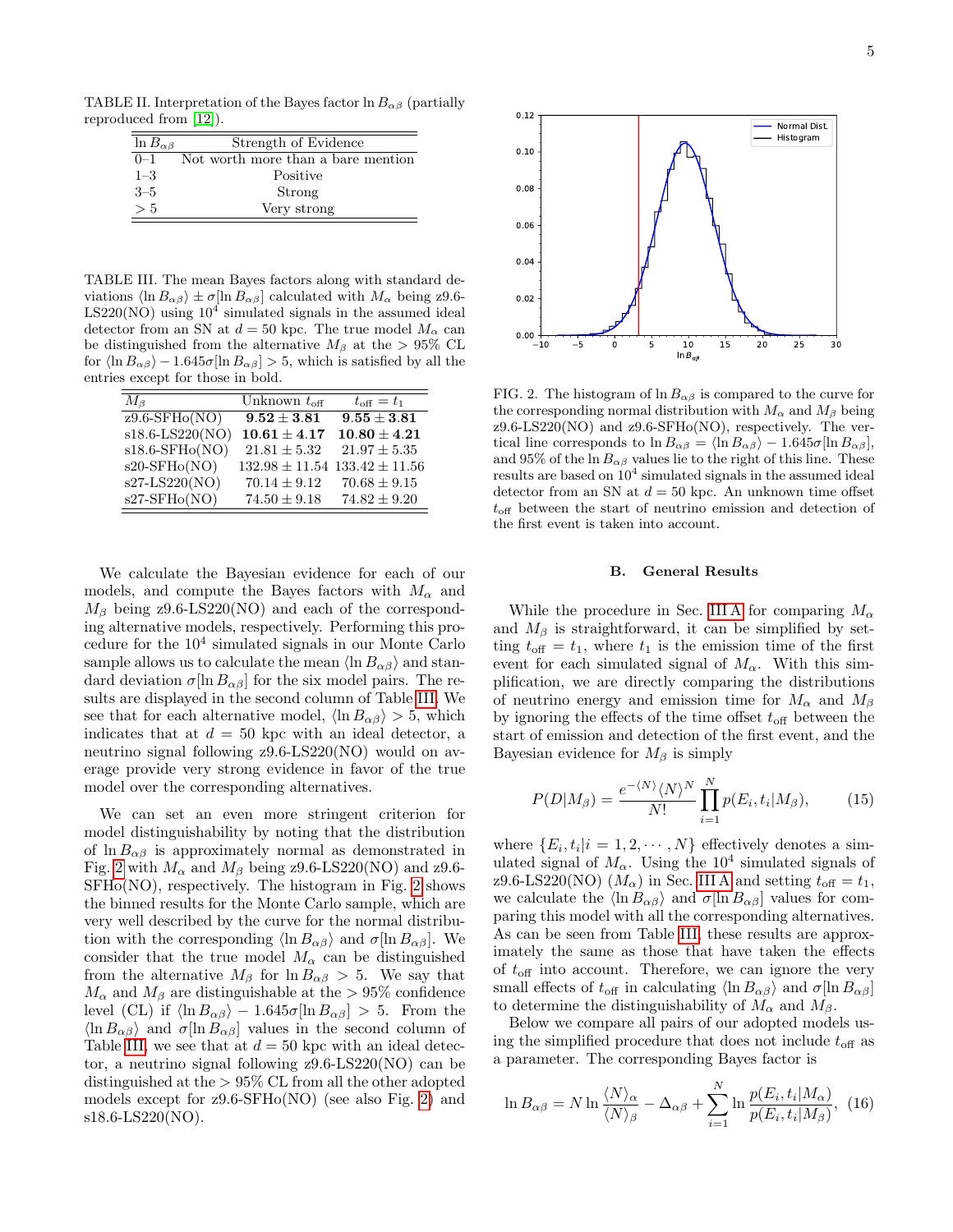TABLE II. Interpretation of the Bayes factor $\ln B_{\alpha\beta}$ (partially reproduced from [12]).

| $\ln B_{\alpha\beta}$ | Strength of Evidence |
|---|---|
| 0–1 | Not worth more than a bare mention |
| 1–3 | Positive |
| 3–5 | Strong |
| $>5$ | Very strong |

TABLE III. The mean Bayes factors along with standard deviations $\langle \ln B_{\alpha\beta}\rangle \pm \sigma[\ln B_{\alpha\beta}]$ calculated with $M_\alpha$ being z9.6-LS220(NO) using $10^4$ simulated signals in the assumed ideal detector from an SN at $d = 50$ kpc. The true model $M_\alpha$ can be distinguished from the alternative $M_\beta$ at the $> 95\%$ CL for $\langle \ln B_{\alpha\beta}\rangle - 1.645\sigma[\ln B_{\alpha\beta}] > 5$, which is satisfied by all the entries except for those in bold.

| $M_\beta$ | Unknown $t_{\rm off}$ | $t_{\rm off} = t_1$ |
|---|---|---|
| z9.6-SFHo(NO) | $\mathbf{9.52 \pm 3.81}$ | $\mathbf{9.55 \pm 3.81}$ |
| s18.6-LS220(NO) | $\mathbf{10.61 \pm 4.17}$ | $\mathbf{10.80 \pm 4.21}$ |
| s18.6-SFHo(NO) | $21.81 \pm 5.32$ | $21.97 \pm 5.35$ |
| s20-SFHo(NO) | $132.98 \pm 11.54$ | $133.42 \pm 11.56$ |
| s27-LS220(NO) | $70.14 \pm 9.12$ | $70.68 \pm 9.15$ |
| s27-SFHo(NO) | $74.50 \pm 9.18$ | $74.82 \pm 9.20$ |

We calculate the Bayesian evidence for each of our models, and compute the Bayes factors with $M_\alpha$ and $M_\beta$ being z9.6-LS220(NO) and each of the corresponding alternative models, respectively. Performing this procedure for the $10^4$ simulated signals in our Monte Carlo sample allows us to calculate the mean $\langle \ln B_{\alpha\beta}\rangle$ and standard deviation $\sigma[\ln B_{\alpha\beta}]$ for the six model pairs. The results are displayed in the second column of Table III. We see that for each alternative model, $\langle \ln B_{\alpha\beta}\rangle > 5$, which indicates that at $d = 50$ kpc with an ideal detector, a neutrino signal following z9.6-LS220(NO) would on average provide very strong evidence in favor of the true model over the corresponding alternatives.

We can set an even more stringent criterion for model distinguishability by noting that the distribution of $\ln B_{\alpha\beta}$ is approximately normal as demonstrated in Fig. 2 with $M_\alpha$ and $M_\beta$ being z9.6-LS220(NO) and z9.6-SFHo(NO), respectively. The histogram in Fig. 2 shows the binned results for the Monte Carlo sample, which are very well described by the curve for the normal distribution with the corresponding $\langle \ln B_{\alpha\beta}\rangle$ and $\sigma[\ln B_{\alpha\beta}]$. We consider that the true model $M_\alpha$ can be distinguished from the alternative $M_\beta$ for $\ln B_{\alpha\beta} > 5$. We say that $M_\alpha$ and $M_\beta$ are distinguishable at the $> 95\%$ confidence level (CL) if $\langle \ln B_{\alpha\beta}\rangle - 1.645\sigma[\ln B_{\alpha\beta}] > 5$. From the $\langle \ln B_{\alpha\beta}\rangle$ and $\sigma[\ln B_{\alpha\beta}]$ values in the second column of Table III, we see that at $d = 50$ kpc with an ideal detector, a neutrino signal following z9.6-LS220(NO) can be distinguished at the $> 95\%$ CL from all the other adopted models except for z9.6-SFHo(NO) (see also Fig. 2) and s18.6-LS220(NO).

FIG. 2. The histogram of $\ln B_{\alpha\beta}$ is compared to the curve for the corresponding normal distribution with $M_\alpha$ and $M_\beta$ being z9.6-LS220(NO) and z9.6-SFHo(NO), respectively. The vertical line corresponds to $\ln B_{\alpha\beta} = \langle \ln B_{\alpha\beta}\rangle - 1.645\sigma[\ln B_{\alpha\beta}]$, and 95% of the $\ln B_{\alpha\beta}$ values lie to the right of this line. These results are based on $10^4$ simulated signals in the assumed ideal detector from an SN at $d = 50$ kpc. An unknown time offset $t_{\rm off}$ between the start of neutrino emission and detection of the first event is taken into account.

### B. General Results

While the procedure in Sec. III A for comparing $M_\alpha$ and $M_\beta$ is straightforward, it can be simplified by setting $t_{\rm off} = t_1$, where $t_1$ is the emission time of the first event for each simulated signal of $M_\alpha$. With this simplification, we are directly comparing the distributions of neutrino energy and emission time for $M_\alpha$ and $M_\beta$ by ignoring the effects of the time offset $t_{\rm off}$ between the start of emission and detection of the first event, and the Bayesian evidence for $M_\beta$ is simply

$$P(D|M_\beta) = \frac{e^{-\langle N\rangle}\langle N\rangle^N}{N!}\prod_{i=1}^{N} p(E_i, t_i|M_\beta), \tag{15}$$

where $\{E_i, t_i | i = 1, 2, \cdots, N\}$ effectively denotes a simulated signal of $M_\alpha$. Using the $10^4$ simulated signals of z9.6-LS220(NO) ($M_\alpha$) in Sec. III A and setting $t_{\rm off} = t_1$, we calculate the $\langle \ln B_{\alpha\beta}\rangle$ and $\sigma[\ln B_{\alpha\beta}]$ values for comparing this model with all the corresponding alternatives. As can be seen from Table III, these results are approximately the same as those that have taken the effects of $t_{\rm off}$ into account. Therefore, we can ignore the very small effects of $t_{\rm off}$ in calculating $\langle \ln B_{\alpha\beta}\rangle$ and $\sigma[\ln B_{\alpha\beta}]$ to determine the distinguishability of $M_\alpha$ and $M_\beta$.

Below we compare all pairs of our adopted models using the simplified procedure that does not include $t_{\rm off}$ as a parameter. The corresponding Bayes factor is

$$\ln B_{\alpha\beta} = N \ln \frac{\langle N\rangle_\alpha}{\langle N\rangle_\beta} - \Delta_{\alpha\beta} + \sum_{i=1}^{N} \ln \frac{p(E_i, t_i|M_\alpha)}{p(E_i, t_i|M_\beta)}, \tag{16}$$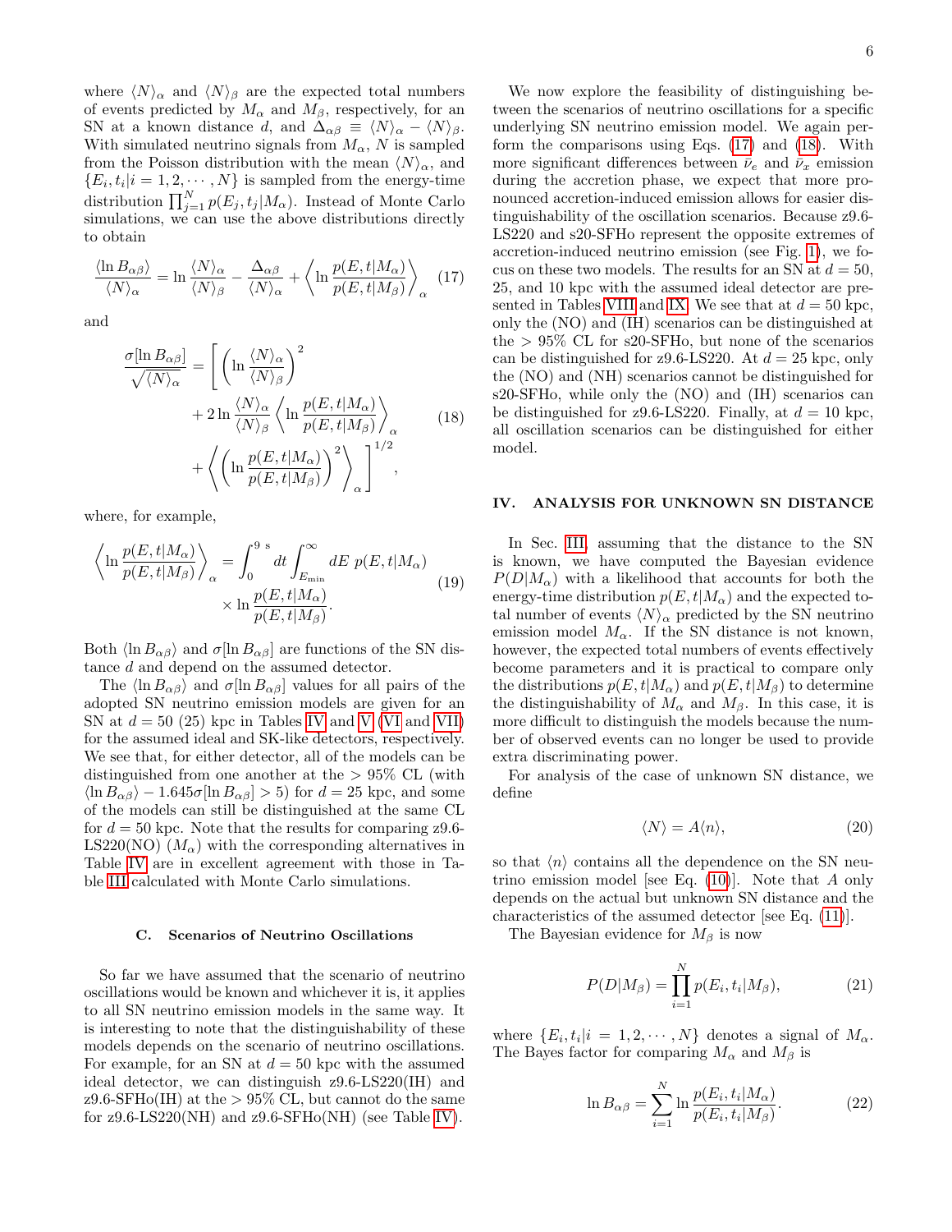where $\langle N\rangle_\alpha$ and $\langle N\rangle_\beta$ are the expected total numbers of events predicted by $M_\alpha$ and $M_\beta$, respectively, for an SN at a known distance $d$, and $\Delta_{\alpha\beta} \equiv \langle N\rangle_\alpha - \langle N\rangle_\beta$. With simulated neutrino signals from $M_\alpha$, $N$ is sampled from the Poisson distribution with the mean $\langle N\rangle_\alpha$, and $\{E_i, t_i | i = 1, 2, \cdots, N\}$ is sampled from the energy-time distribution $\prod_{j=1}^{N} p(E_j, t_j|M_\alpha)$. Instead of Monte Carlo simulations, we can use the above distributions directly to obtain

$$\frac{\langle \ln B_{\alpha\beta}\rangle}{\langle N\rangle_\alpha} = \ln\frac{\langle N\rangle_\alpha}{\langle N\rangle_\beta} - \frac{\Delta_{\alpha\beta}}{\langle N\rangle_\alpha} + \left\langle \ln\frac{p(E,t|M_\alpha)}{p(E,t|M_\beta)}\right\rangle_\alpha \tag{17}$$

and

$$\frac{\sigma[\ln B_{\alpha\beta}]}{\sqrt{\langle N\rangle_\alpha}} = \left[\left(\ln\frac{\langle N\rangle_\alpha}{\langle N\rangle_\beta}\right)^2 + 2\ln\frac{\langle N\rangle_\alpha}{\langle N\rangle_\beta}\left\langle \ln\frac{p(E,t|M_\alpha)}{p(E,t|M_\beta)}\right\rangle_\alpha + \left\langle\left(\ln\frac{p(E,t|M_\alpha)}{p(E,t|M_\beta)}\right)^2\right\rangle_\alpha\right]^{1/2}, \tag{18}$$

where, for example,

$$\left\langle \ln\frac{p(E,t|M_\alpha)}{p(E,t|M_\beta)}\right\rangle_\alpha = \int_0^{9\text{ s}} dt \int_{E_{\min}}^{\infty} dE\ p(E,t|M_\alpha) \times \ln\frac{p(E,t|M_\alpha)}{p(E,t|M_\beta)}. \tag{19}$$

Both $\langle \ln B_{\alpha\beta}\rangle$ and $\sigma[\ln B_{\alpha\beta}]$ are functions of the SN distance $d$ and depend on the assumed detector.

The $\langle \ln B_{\alpha\beta}\rangle$ and $\sigma[\ln B_{\alpha\beta}]$ values for all pairs of the adopted SN neutrino emission models are given for an SN at $d = 50$ (25) kpc in Tables IV and V (VI and VII) for the assumed ideal and SK-like detectors, respectively. We see that, for either detector, all of the models can be distinguished from one another at the $> 95\%$ CL (with $\langle \ln B_{\alpha\beta}\rangle - 1.645\sigma[\ln B_{\alpha\beta}] > 5$) for $d = 25$ kpc, and some of the models can still be distinguished at the same CL for $d = 50$ kpc. Note that the results for comparing z9.6-LS220(NO) ($M_\alpha$) with the corresponding alternatives in Table IV are in excellent agreement with those in Table III calculated with Monte Carlo simulations.

### C. Scenarios of Neutrino Oscillations

So far we have assumed that the scenario of neutrino oscillations would be known and whichever it is, it applies to all SN neutrino emission models in the same way. It is interesting to note that the distinguishability of these models depends on the scenario of neutrino oscillations. For example, for an SN at $d = 50$ kpc with the assumed ideal detector, we can distinguish z9.6-LS220(IH) and z9.6-SFHo(IH) at the $> 95\%$ CL, but cannot do the same for z9.6-LS220(NH) and z9.6-SFHo(NH) (see Table IV).

We now explore the feasibility of distinguishing between the scenarios of neutrino oscillations for a specific underlying SN neutrino emission model. We again perform the comparisons using Eqs. (17) and (18). With more significant differences between $\bar{\nu}_e$ and $\bar{\nu}_x$ emission during the accretion phase, we expect that more pronounced accretion-induced emission allows for easier distinguishability of the oscillation scenarios. Because z9.6-LS220 and s20-SFHo represent the opposite extremes of accretion-induced neutrino emission (see Fig. 1), we focus on these two models. The results for an SN at $d = 50$, 25, and 10 kpc with the assumed ideal detector are presented in Tables VIII and IX. We see that at $d = 50$ kpc, only the (NO) and (IH) scenarios can be distinguished at the $> 95\%$ CL for s20-SFHo, but none of the scenarios can be distinguished for z9.6-LS220. At $d = 25$ kpc, only the (NO) and (NH) scenarios cannot be distinguished for s20-SFHo, while only the (NO) and (IH) scenarios can be distinguished for z9.6-LS220. Finally, at $d = 10$ kpc, all oscillation scenarios can be distinguished for either model.

## IV. ANALYSIS FOR UNKNOWN SN DISTANCE

In Sec. III, assuming that the distance to the SN is known, we have computed the Bayesian evidence $P(D|M_\alpha)$ with a likelihood that accounts for both the energy-time distribution $p(E,t|M_\alpha)$ and the expected total number of events $\langle N\rangle_\alpha$ predicted by the SN neutrino emission model $M_\alpha$. If the SN distance is not known, however, the expected total numbers of events effectively become parameters and it is practical to compare only the distributions $p(E,t|M_\alpha)$ and $p(E,t|M_\beta)$ to determine the distinguishability of $M_\alpha$ and $M_\beta$. In this case, it is more difficult to distinguish the models because the number of observed events can no longer be used to provide extra discriminating power.

For analysis of the case of unknown SN distance, we define

$$\langle N\rangle = A\langle n\rangle, \tag{20}$$

so that $\langle n\rangle$ contains all the dependence on the SN neutrino emission model [see Eq. (10)]. Note that $A$ only depends on the actual but unknown SN distance and the characteristics of the assumed detector [see Eq. (11)].

The Bayesian evidence for $M_\beta$ is now

$$P(D|M_\beta) = \prod_{i=1}^{N} p(E_i, t_i|M_\beta), \tag{21}$$

where $\{E_i, t_i | i = 1, 2, \cdots, N\}$ denotes a signal of $M_\alpha$. The Bayes factor for comparing $M_\alpha$ and $M_\beta$ is

$$\ln B_{\alpha\beta} = \sum_{i=1}^{N} \ln\frac{p(E_i, t_i|M_\alpha)}{p(E_i, t_i|M_\beta)}. \tag{22}$$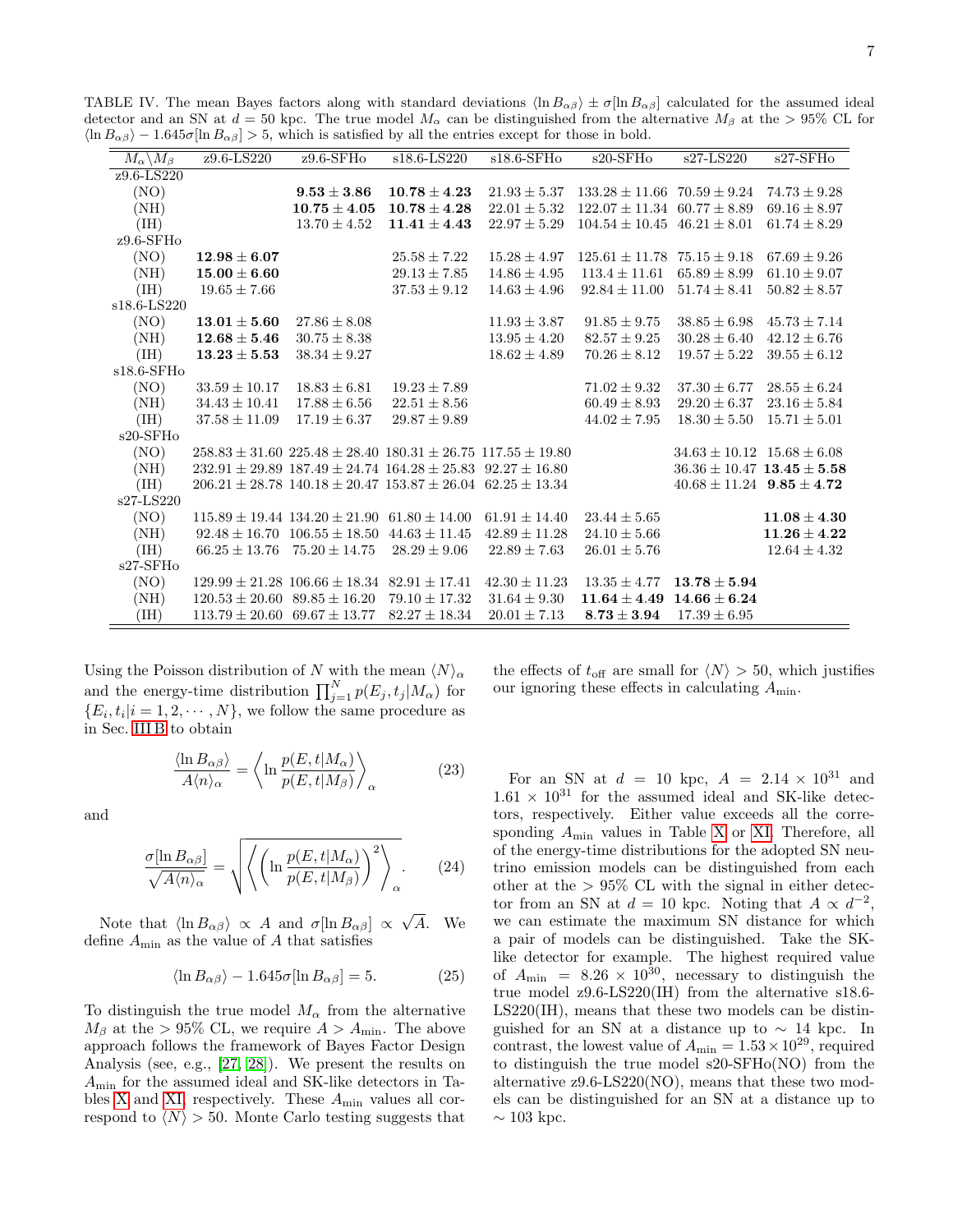TABLE IV. The mean Bayes factors along with standard deviations $\langle \ln B_{\alpha\beta}\rangle \pm \sigma[\ln B_{\alpha\beta}]$ calculated for the assumed ideal detector and an SN at $d = 50$ kpc. The true model $M_\alpha$ can be distinguished from the alternative $M_\beta$ at the $> 95\%$ CL for $\langle \ln B_{\alpha\beta}\rangle - 1.645\sigma[\ln B_{\alpha\beta}] > 5$, which is satisfied by all the entries except for those in bold.

| $M_\alpha \backslash M_\beta$ | z9.6-LS220 | z9.6-SFHo | s18.6-LS220 | s18.6-SFHo | s20-SFHo | s27-LS220 | s27-SFHo |
|---|---|---|---|---|---|---|---|
| z9.6-LS220 | | | | | | | |
| (NO) | | **9.53 ± 3.86** | **10.78 ± 4.23** | $21.93 \pm 5.37$ | $133.28 \pm 11.66$ | $70.59 \pm 9.24$ | $74.73 \pm 9.28$ |
| (NH) | | **10.75 ± 4.05** | **10.78 ± 4.28** | $22.01 \pm 5.32$ | $122.07 \pm 11.34$ | $60.77 \pm 8.89$ | $69.16 \pm 8.97$ |
| (IH) | | $13.70 \pm 4.52$ | **11.41 ± 4.43** | $22.97 \pm 5.29$ | $104.54 \pm 10.45$ | $46.21 \pm 8.01$ | $61.74 \pm 8.29$ |
| z9.6-SFHo | | | | | | | |
| (NO) | **12.98 ± 6.07** | | $25.58 \pm 7.22$ | $15.28 \pm 4.97$ | $125.61 \pm 11.78$ | $75.15 \pm 9.18$ | $67.69 \pm 9.26$ |
| (NH) | **15.00 ± 6.60** | | $29.13 \pm 7.85$ | $14.86 \pm 4.95$ | $113.4 \pm 11.61$ | $65.89 \pm 8.99$ | $61.10 \pm 9.07$ |
| (IH) | $19.65 \pm 7.66$ | | $37.53 \pm 9.12$ | $14.63 \pm 4.96$ | $92.84 \pm 11.00$ | $51.74 \pm 8.41$ | $50.82 \pm 8.57$ |
| s18.6-LS220 | | | | | | | |
| (NO) | **13.01 ± 5.60** | $27.86 \pm 8.08$ | | $11.93 \pm 3.87$ | $91.85 \pm 9.75$ | $38.85 \pm 6.98$ | $45.73 \pm 7.14$ |
| (NH) | **12.68 ± 5.46** | $30.75 \pm 8.38$ | | $13.95 \pm 4.20$ | $82.57 \pm 9.25$ | $30.28 \pm 6.40$ | $42.12 \pm 6.76$ |
| (IH) | **13.23 ± 5.53** | $38.34 \pm 9.27$ | | $18.62 \pm 4.89$ | $70.26 \pm 8.12$ | $19.57 \pm 5.22$ | $39.55 \pm 6.12$ |
| s18.6-SFHo | | | | | | | |
| (NO) | $33.59 \pm 10.17$ | $18.83 \pm 6.81$ | $19.23 \pm 7.89$ | | $71.02 \pm 9.32$ | $37.30 \pm 6.77$ | $28.55 \pm 6.24$ |
| (NH) | $34.43 \pm 10.41$ | $17.88 \pm 6.56$ | $22.51 \pm 8.56$ | | $60.49 \pm 8.93$ | $29.20 \pm 6.37$ | $23.16 \pm 5.84$ |
| (IH) | $37.58 \pm 11.09$ | $17.19 \pm 6.37$ | $29.87 \pm 9.89$ | | $44.02 \pm 7.95$ | $18.30 \pm 5.50$ | $15.71 \pm 5.01$ |
| s20-SFHo | | | | | | | |
| (NO) | $258.83 \pm 31.60$ | $225.48 \pm 28.40$ | $180.31 \pm 26.75$ | $117.55 \pm 19.80$ | | $34.63 \pm 10.12$ | $15.68 \pm 6.08$ |
| (NH) | $232.91 \pm 29.89$ | $187.49 \pm 24.74$ | $164.28 \pm 25.83$ | $92.27 \pm 16.80$ | | $36.36 \pm 10.47$ | **13.45 ± 5.58** |
| (IH) | $206.21 \pm 28.78$ | $140.18 \pm 20.47$ | $153.87 \pm 26.04$ | $62.25 \pm 13.34$ | | $40.68 \pm 11.24$ | **9.85 ± 4.72** |
| s27-LS220 | | | | | | | |
| (NO) | $115.89 \pm 19.44$ | $134.20 \pm 21.90$ | $61.80 \pm 14.00$ | $61.91 \pm 14.40$ | $23.44 \pm 5.65$ | | **11.08 ± 4.30** |
| (NH) | $92.48 \pm 16.70$ | $106.55 \pm 18.50$ | $44.63 \pm 11.45$ | $42.89 \pm 11.28$ | $24.10 \pm 5.66$ | | **11.26 ± 4.22** |
| (IH) | $66.25 \pm 13.76$ | $75.20 \pm 14.75$ | $28.29 \pm 9.06$ | $22.89 \pm 7.63$ | $26.01 \pm 5.76$ | | $12.64 \pm 4.32$ |
| s27-SFHo | | | | | | | |
| (NO) | $129.99 \pm 21.28$ | $106.66 \pm 18.34$ | $82.91 \pm 17.41$ | $42.30 \pm 11.23$ | $13.35 \pm 4.77$ | **13.78 ± 5.94** | |
| (NH) | $120.53 \pm 20.60$ | $89.85 \pm 16.20$ | $79.10 \pm 17.32$ | $31.64 \pm 9.30$ | **11.64 ± 4.49** | **14.66 ± 6.24** | |
| (IH) | $113.79 \pm 20.60$ | $69.67 \pm 13.77$ | $82.27 \pm 18.34$ | $20.01 \pm 7.13$ | **8.73 ± 3.94** | $17.39 \pm 6.95$ | |

Using the Poisson distribution of $N$ with the mean $\langle N\rangle_\alpha$ and the energy-time distribution $\prod_{j=1}^{N} p(E_j, t_j|M_\alpha)$ for $\{E_i, t_i|i = 1, 2, \cdots, N\}$, we follow the same procedure as in Sec. III B to obtain

$$\frac{\langle \ln B_{\alpha\beta}\rangle}{A\langle n\rangle_\alpha} = \left\langle \ln \frac{p(E, t|M_\alpha)}{p(E, t|M_\beta)} \right\rangle_\alpha \tag{23}$$

and

$$\frac{\sigma[\ln B_{\alpha\beta}]}{\sqrt{A\langle n\rangle_\alpha}} = \sqrt{\left\langle \left( \ln \frac{p(E, t|M_\alpha)}{p(E, t|M_\beta)} \right)^2 \right\rangle_\alpha}. \tag{24}$$

Note that $\langle \ln B_{\alpha\beta}\rangle \propto A$ and $\sigma[\ln B_{\alpha\beta}] \propto \sqrt{A}$. We define $A_{\rm min}$ as the value of $A$ that satisfies

$$\langle \ln B_{\alpha\beta}\rangle - 1.645\sigma[\ln B_{\alpha\beta}] = 5. \tag{25}$$

To distinguish the true model $M_\alpha$ from the alternative $M_\beta$ at the $> 95\%$ CL, we require $A > A_{\rm min}$. The above approach follows the framework of Bayes Factor Design Analysis (see, e.g., [27, 28]). We present the results on $A_{\rm min}$ for the assumed ideal and SK-like detectors in Tables X and XI, respectively. These $A_{\rm min}$ values all correspond to $\langle N\rangle > 50$. Monte Carlo testing suggests that the effects of $t_{\rm off}$ are small for $\langle N\rangle > 50$, which justifies our ignoring these effects in calculating $A_{\rm min}$.

For an SN at $d = 10$ kpc, $A = 2.14 \times 10^{31}$ and $1.61 \times 10^{31}$ for the assumed ideal and SK-like detectors, respectively. Either value exceeds all the corresponding $A_{\rm min}$ values in Table X or XI. Therefore, all of the energy-time distributions for the adopted SN neutrino emission models can be distinguished from each other at the $> 95\%$ CL with the signal in either detector from an SN at $d = 10$ kpc. Noting that $A \propto d^{-2}$, we can estimate the maximum SN distance for which a pair of models can be distinguished. Take the SK-like detector for example. The highest required value of $A_{\rm min} = 8.26 \times 10^{30}$, necessary to distinguish the true model z9.6-LS220(IH) from the alternative s18.6-LS220(IH), means that these two models can be distinguished for an SN at a distance up to $\sim 14$ kpc. In contrast, the lowest value of $A_{\rm min} = 1.53 \times 10^{29}$, required to distinguish the true model s20-SFHo(NO) from the alternative z9.6-LS220(NO), means that these two models can be distinguished for an SN at a distance up to $\sim 103$ kpc.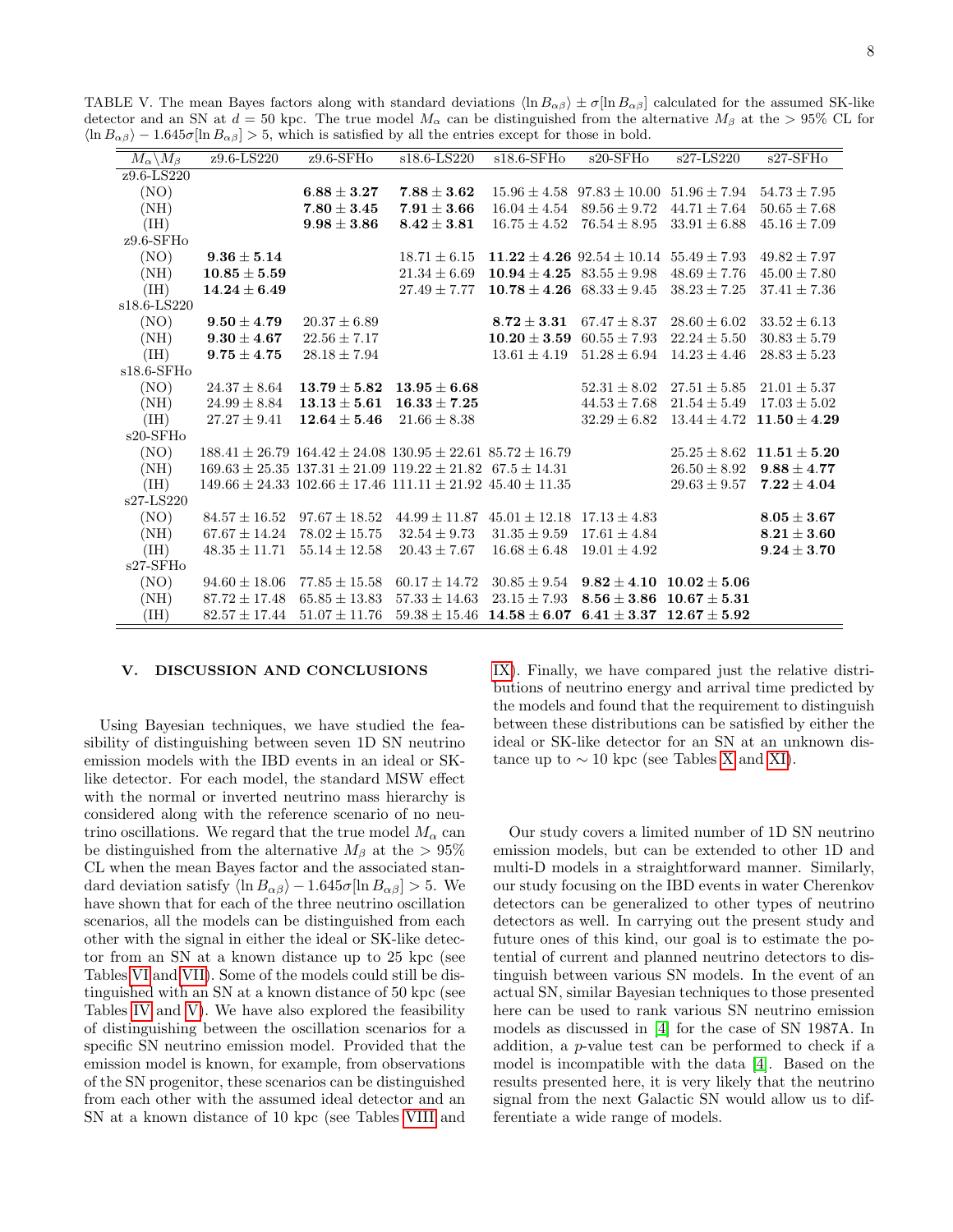TABLE V. The mean Bayes factors along with standard deviations $\langle \ln B_{\alpha\beta} \rangle \pm \sigma[\ln B_{\alpha\beta}]$ calculated for the assumed SK-like detector and an SN at $d = 50$ kpc. The true model $M_\alpha$ can be distinguished from the alternative $M_\beta$ at the $> 95\%$ CL for $\langle \ln B_{\alpha\beta} \rangle - 1.645\sigma[\ln B_{\alpha\beta}] > 5$, which is satisfied by all the entries except for those in bold.

| $M_\alpha \backslash M_\beta$ | z9.6-LS220 | z9.6-SFHo | s18.6-LS220 | s18.6-SFHo | s20-SFHo | s27-LS220 | s27-SFHo |
|---|---|---|---|---|---|---|---|
| z9.6-LS220 | | | | | | | |
| (NO) | | $\mathbf{6.88 \pm 3.27}$ | $\mathbf{7.88 \pm 3.62}$ | $15.96 \pm 4.58$ | $97.83 \pm 10.00$ | $51.96 \pm 7.94$ | $54.73 \pm 7.95$ |
| (NH) | | $\mathbf{7.80 \pm 3.45}$ | $\mathbf{7.91 \pm 3.66}$ | $16.04 \pm 4.54$ | $89.56 \pm 9.72$ | $44.71 \pm 7.64$ | $50.65 \pm 7.68$ |
| (IH) | | $\mathbf{9.98 \pm 3.86}$ | $\mathbf{8.42 \pm 3.81}$ | $16.75 \pm 4.52$ | $76.54 \pm 8.95$ | $33.91 \pm 6.88$ | $45.16 \pm 7.09$ |
| z9.6-SFHo | | | | | | | |
| (NO) | $\mathbf{9.36 \pm 5.14}$ | | $18.71 \pm 6.15$ | $\mathbf{11.22 \pm 4.26}$ | $92.54 \pm 10.14$ | $55.49 \pm 7.93$ | $49.82 \pm 7.97$ |
| (NH) | $\mathbf{10.85 \pm 5.59}$ | | $21.34 \pm 6.69$ | $\mathbf{10.94 \pm 4.25}$ | $83.55 \pm 9.98$ | $48.69 \pm 7.76$ | $45.00 \pm 7.80$ |
| (IH) | $\mathbf{14.24 \pm 6.49}$ | | $27.49 \pm 7.77$ | $\mathbf{10.78 \pm 4.26}$ | $68.33 \pm 9.45$ | $38.23 \pm 7.25$ | $37.41 \pm 7.36$ |
| s18.6-LS220 | | | | | | | |
| (NO) | $\mathbf{9.50 \pm 4.79}$ | $20.37 \pm 6.89$ | | $\mathbf{8.72 \pm 3.31}$ | $67.47 \pm 8.37$ | $28.60 \pm 6.02$ | $33.52 \pm 6.13$ |
| (NH) | $\mathbf{9.30 \pm 4.67}$ | $22.56 \pm 7.17$ | | $\mathbf{10.20 \pm 3.59}$ | $60.55 \pm 7.93$ | $22.24 \pm 5.50$ | $30.83 \pm 5.79$ |
| (IH) | $\mathbf{9.75 \pm 4.75}$ | $28.18 \pm 7.94$ | | $13.61 \pm 4.19$ | $51.28 \pm 6.94$ | $14.23 \pm 4.46$ | $28.83 \pm 5.23$ |
| s18.6-SFHo | | | | | | | |
| (NO) | $24.37 \pm 8.64$ | $\mathbf{13.79 \pm 5.82}$ | $\mathbf{13.95 \pm 6.68}$ | | $52.31 \pm 8.02$ | $27.51 \pm 5.85$ | $21.01 \pm 5.37$ |
| (NH) | $24.99 \pm 8.84$ | $\mathbf{13.13 \pm 5.61}$ | $\mathbf{16.33 \pm 7.25}$ | | $44.53 \pm 7.68$ | $21.54 \pm 5.49$ | $17.03 \pm 5.02$ |
| (IH) | $27.27 \pm 9.41$ | $\mathbf{12.64 \pm 5.46}$ | $21.66 \pm 8.38$ | | $32.29 \pm 6.82$ | $13.44 \pm 4.72$ | $\mathbf{11.50 \pm 4.29}$ |
| s20-SFHo | | | | | | | |
| (NO) | $188.41 \pm 26.79$ | $164.42 \pm 24.08$ | $130.95 \pm 22.61$ | $85.72 \pm 16.79$ | | $25.25 \pm 8.62$ | $\mathbf{11.51 \pm 5.20}$ |
| (NH) | $169.63 \pm 25.35$ | $137.31 \pm 21.09$ | $119.22 \pm 21.82$ | $67.5 \pm 14.31$ | | $26.50 \pm 8.92$ | $\mathbf{9.88 \pm 4.77}$ |
| (IH) | $149.66 \pm 24.33$ | $102.66 \pm 17.46$ | $111.11 \pm 21.92$ | $45.40 \pm 11.35$ | | $29.63 \pm 9.57$ | $\mathbf{7.22 \pm 4.04}$ |
| s27-LS220 | | | | | | | |
| (NO) | $84.57 \pm 16.52$ | $97.67 \pm 18.52$ | $44.99 \pm 11.87$ | $45.01 \pm 12.18$ | $17.13 \pm 4.83$ | | $\mathbf{8.05 \pm 3.67}$ |
| (NH) | $67.67 \pm 14.24$ | $78.02 \pm 15.75$ | $32.54 \pm 9.73$ | $31.35 \pm 9.59$ | $17.61 \pm 4.84$ | | $\mathbf{8.21 \pm 3.60}$ |
| (IH) | $48.35 \pm 11.71$ | $55.14 \pm 12.58$ | $20.43 \pm 7.67$ | $16.68 \pm 6.48$ | $19.01 \pm 4.92$ | | $\mathbf{9.24 \pm 3.70}$ |
| s27-SFHo | | | | | | | |
| (NO) | $94.60 \pm 18.06$ | $77.85 \pm 15.58$ | $60.17 \pm 14.72$ | $30.85 \pm 9.54$ | $\mathbf{9.82 \pm 4.10}$ | $\mathbf{10.02 \pm 5.06}$ | |
| (NH) | $87.72 \pm 17.48$ | $65.85 \pm 13.83$ | $57.33 \pm 14.63$ | $23.15 \pm 7.93$ | $\mathbf{8.56 \pm 3.86}$ | $\mathbf{10.67 \pm 5.31}$ | |
| (IH) | $82.57 \pm 17.44$ | $51.07 \pm 11.76$ | $59.38 \pm 15.46$ | $\mathbf{14.58 \pm 6.07}$ | $\mathbf{6.41 \pm 3.37}$ | $\mathbf{12.67 \pm 5.92}$ | |

## V. DISCUSSION AND CONCLUSIONS

Using Bayesian techniques, we have studied the feasibility of distinguishing between seven 1D SN neutrino emission models with the IBD events in an ideal or SK-like detector. For each model, the standard MSW effect with the normal or inverted neutrino mass hierarchy is considered along with the reference scenario of no neutrino oscillations. We regard that the true model $M_\alpha$ can be distinguished from the alternative $M_\beta$ at the $> 95\%$ CL when the mean Bayes factor and the associated standard deviation satisfy $\langle \ln B_{\alpha\beta} \rangle - 1.645\sigma[\ln B_{\alpha\beta}] > 5$. We have shown that for each of the three neutrino oscillation scenarios, all the models can be distinguished from each other with the signal in either the ideal or SK-like detector from an SN at a known distance up to 25 kpc (see Tables VI and VII). Some of the models could still be distinguished with an SN at a known distance of 50 kpc (see Tables IV and V). We have also explored the feasibility of distinguishing between the oscillation scenarios for a specific SN neutrino emission model. Provided that the emission model is known, for example, from observations of the SN progenitor, these scenarios can be distinguished from each other with the assumed ideal detector and an SN at a known distance of 10 kpc (see Tables VIII and IX). Finally, we have compared just the relative distributions of neutrino energy and arrival time predicted by the models and found that the requirement to distinguish between these distributions can be satisfied by either the ideal or SK-like detector for an SN at an unknown distance up to $\sim 10$ kpc (see Tables X and XI).

Our study covers a limited number of 1D SN neutrino emission models, but can be extended to other 1D and multi-D models in a straightforward manner. Similarly, our study focusing on the IBD events in water Cherenkov detectors can be generalized to other types of neutrino detectors as well. In carrying out the present study and future ones of this kind, our goal is to estimate the potential of current and planned neutrino detectors to distinguish between various SN models. In the event of an actual SN, similar Bayesian techniques to those presented here can be used to rank various SN neutrino emission models as discussed in [4] for the case of SN 1987A. In addition, a $p$-value test can be performed to check if a model is incompatible with the data [4]. Based on the results presented here, it is very likely that the neutrino signal from the next Galactic SN would allow us to differentiate a wide range of models.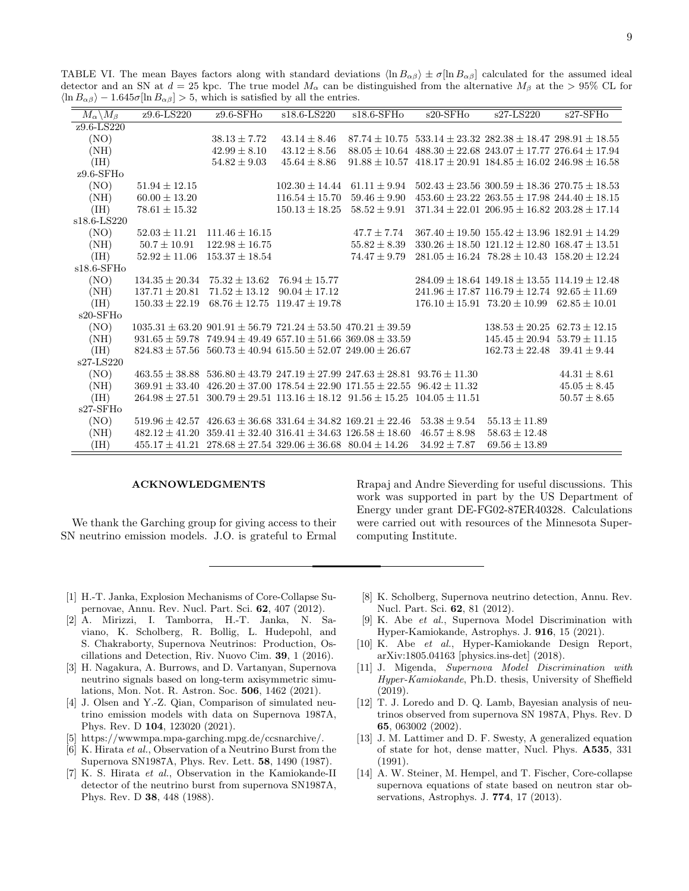TABLE VI. The mean Bayes factors along with standard deviations $\langle \ln B_{\alpha\beta} \rangle \pm \sigma[\ln B_{\alpha\beta}]$ calculated for the assumed ideal detector and an SN at $d = 25$ kpc. The true model $M_\alpha$ can be distinguished from the alternative $M_\beta$ at the $> 95\%$ CL for $\langle \ln B_{\alpha\beta} \rangle - 1.645\sigma[\ln B_{\alpha\beta}] > 5$, which is satisfied by all the entries.

| $M_\alpha \backslash M_\beta$ | z9.6-LS220 | z9.6-SFHo | s18.6-LS220 | s18.6-SFHo | s20-SFHo | s27-LS220 | s27-SFHo |
|---|---|---|---|---|---|---|---|
| z9.6-LS220 | | | | | | | |
| (NO) | | $38.13 \pm 7.72$ | $43.14 \pm 8.46$ | $87.74 \pm 10.75$ | $533.14 \pm 23.32$ | $282.38 \pm 18.47$ | $298.91 \pm 18.55$ |
| (NH) | | $42.99 \pm 8.10$ | $43.12 \pm 8.56$ | $88.05 \pm 10.64$ | $488.30 \pm 22.68$ | $243.07 \pm 17.77$ | $276.64 \pm 17.94$ |
| (IH) | | $54.82 \pm 9.03$ | $45.64 \pm 8.86$ | $91.88 \pm 10.57$ | $418.17 \pm 20.91$ | $184.85 \pm 16.02$ | $246.98 \pm 16.58$ |
| z9.6-SFHo | | | | | | | |
| (NO) | $51.94 \pm 12.15$ | | $102.30 \pm 14.44$ | $61.11 \pm 9.94$ | $502.43 \pm 23.56$ | $300.59 \pm 18.36$ | $270.75 \pm 18.53$ |
| (NH) | $60.00 \pm 13.20$ | | $116.54 \pm 15.70$ | $59.46 \pm 9.90$ | $453.60 \pm 23.22$ | $263.55 \pm 17.98$ | $244.40 \pm 18.15$ |
| (IH) | $78.61 \pm 15.32$ | | $150.13 \pm 18.25$ | $58.52 \pm 9.91$ | $371.34 \pm 22.01$ | $206.95 \pm 16.82$ | $203.28 \pm 17.14$ |
| s18.6-LS220 | | | | | | | |
| (NO) | $52.03 \pm 11.21$ | $111.46 \pm 16.15$ | | $47.7 \pm 7.74$ | $367.40 \pm 19.50$ | $155.42 \pm 13.96$ | $182.91 \pm 14.29$ |
| (NH) | $50.7 \pm 10.91$ | $122.98 \pm 16.75$ | | $55.82 \pm 8.39$ | $330.26 \pm 18.50$ | $121.12 \pm 12.80$ | $168.47 \pm 13.51$ |
| (IH) | $52.92 \pm 11.06$ | $153.37 \pm 18.54$ | | $74.47 \pm 9.79$ | $281.05 \pm 16.24$ | $78.28 \pm 10.43$ | $158.20 \pm 12.24$ |
| s18.6-SFHo | | | | | | | |
| (NO) | $134.35 \pm 20.34$ | $75.32 \pm 13.62$ | $76.94 \pm 15.77$ | | $284.09 \pm 18.64$ | $149.18 \pm 13.55$ | $114.19 \pm 12.48$ |
| (NH) | $137.71 \pm 20.81$ | $71.52 \pm 13.12$ | $90.04 \pm 17.12$ | | $241.96 \pm 17.87$ | $116.79 \pm 12.74$ | $92.65 \pm 11.69$ |
| (IH) | $150.33 \pm 22.19$ | $68.76 \pm 12.75$ | $119.47 \pm 19.78$ | | $176.10 \pm 15.91$ | $73.20 \pm 10.99$ | $62.85 \pm 10.01$ |
| s20-SFHo | | | | | | | |
| (NO) | $1035.31 \pm 63.20$ | $901.91 \pm 56.79$ | $721.24 \pm 53.50$ | $470.21 \pm 39.59$ | | $138.53 \pm 20.25$ | $62.73 \pm 12.15$ |
| (NH) | $931.65 \pm 59.78$ | $749.94 \pm 49.49$ | $657.10 \pm 51.66$ | $369.08 \pm 33.59$ | | $145.45 \pm 20.94$ | $53.79 \pm 11.15$ |
| (IH) | $824.83 \pm 57.56$ | $560.73 \pm 40.94$ | $615.50 \pm 52.07$ | $249.00 \pm 26.67$ | | $162.73 \pm 22.48$ | $39.41 \pm 9.44$ |
| s27-LS220 | | | | | | | |
| (NO) | $463.55 \pm 38.88$ | $536.80 \pm 43.79$ | $247.19 \pm 27.99$ | $247.63 \pm 28.81$ | $93.76 \pm 11.30$ | | $44.31 \pm 8.61$ |
| (NH) | $369.91 \pm 33.40$ | $426.20 \pm 37.00$ | $178.54 \pm 22.90$ | $171.55 \pm 22.55$ | $96.42 \pm 11.32$ | | $45.05 \pm 8.45$ |
| (IH) | $264.98 \pm 27.51$ | $300.79 \pm 29.51$ | $113.16 \pm 18.12$ | $91.56 \pm 15.25$ | $104.05 \pm 11.51$ | | $50.57 \pm 8.65$ |
| s27-SFHo | | | | | | | |
| (NO) | $519.96 \pm 42.57$ | $426.63 \pm 36.68$ | $331.64 \pm 34.82$ | $169.21 \pm 22.46$ | $53.38 \pm 9.54$ | $55.13 \pm 11.89$ | |
| (NH) | $482.12 \pm 41.20$ | $359.41 \pm 32.40$ | $316.41 \pm 34.63$ | $126.58 \pm 18.60$ | $46.57 \pm 8.98$ | $58.63 \pm 12.48$ | |
| (IH) | $455.17 \pm 41.21$ | $278.68 \pm 27.54$ | $329.06 \pm 36.68$ | $80.04 \pm 14.26$ | $34.92 \pm 7.87$ | $69.56 \pm 13.89$ | |

## ACKNOWLEDGMENTS

We thank the Garching group for giving access to their SN neutrino emission models. J.O. is grateful to Ermal Rrapaj and Andre Sieverding for useful discussions. This work was supported in part by the US Department of Energy under grant DE-FG02-87ER40328. Calculations were carried out with resources of the Minnesota Supercomputing Institute.

---

- [1] H.-T. Janka, Explosion Mechanisms of Core-Collapse Supernovae, Annu. Rev. Nucl. Part. Sci. **62**, 407 (2012).
- [2] A. Mirizzi, I. Tamborra, H.-T. Janka, N. Saviano, K. Scholberg, R. Bollig, L. Hudepohl, and S. Chakraborty, Supernova Neutrinos: Production, Oscillations and Detection, Riv. Nuovo Cim. **39**, 1 (2016).
- [3] H. Nagakura, A. Burrows, and D. Vartanyan, Supernova neutrino signals based on long-term axisymmetric simulations, Mon. Not. R. Astron. Soc. **506**, 1462 (2021).
- [4] J. Olsen and Y.-Z. Qian, Comparison of simulated neutrino emission models with data on Supernova 1987A, Phys. Rev. D **104**, 123020 (2021).
- [5] https://wwwmpa.mpa-garching.mpg.de/ccsnarchive/.
- [6] K. Hirata *et al.*, Observation of a Neutrino Burst from the Supernova SN1987A, Phys. Rev. Lett. **58**, 1490 (1987).
- [7] K. S. Hirata *et al.*, Observation in the Kamiokande-II detector of the neutrino burst from supernova SN1987A, Phys. Rev. D **38**, 448 (1988).
- [8] K. Scholberg, Supernova neutrino detection, Annu. Rev. Nucl. Part. Sci. **62**, 81 (2012).
- [9] K. Abe *et al.*, Supernova Model Discrimination with Hyper-Kamiokande, Astrophys. J. **916**, 15 (2021).
- [10] K. Abe *et al.*, Hyper-Kamiokande Design Report, arXiv:1805.04163 [physics.ins-det] (2018).
- [11] J. Migenda, *Supernova Model Discrimination with Hyper-Kamiokande*, Ph.D. thesis, University of Sheffield (2019).
- [12] T. J. Loredo and D. Q. Lamb, Bayesian analysis of neutrinos observed from supernova SN 1987A, Phys. Rev. D **65**, 063002 (2002).
- [13] J. M. Lattimer and D. F. Swesty, A generalized equation of state for hot, dense matter, Nucl. Phys. **A535**, 331 (1991).
- [14] A. W. Steiner, M. Hempel, and T. Fischer, Core-collapse supernova equations of state based on neutron star observations, Astrophys. J. **774**, 17 (2013).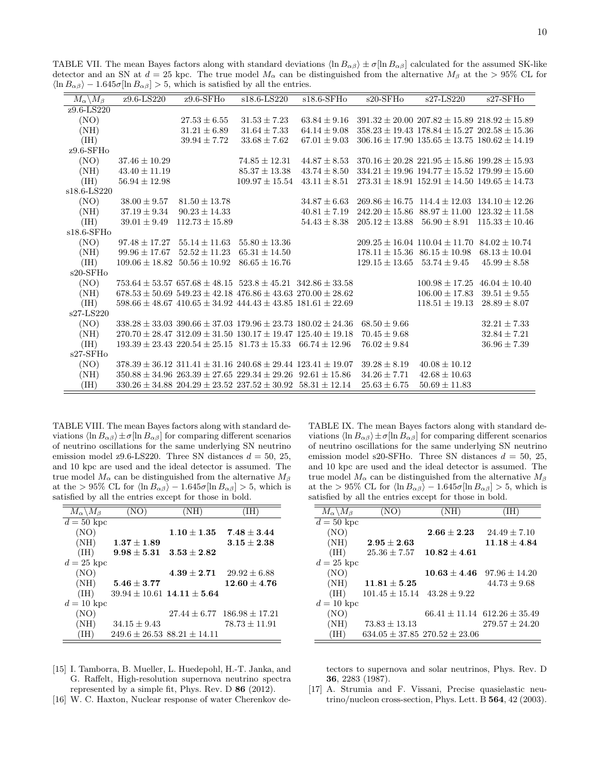TABLE VII. The mean Bayes factors along with standard deviations $\langle \ln B_{\alpha\beta} \rangle \pm \sigma[\ln B_{\alpha\beta}]$ calculated for the assumed SK-like detector and an SN at $d = 25$ kpc. The true model $M_\alpha$ can be distinguished from the alternative $M_\beta$ at the > 95% CL for $\langle \ln B_{\alpha\beta} \rangle - 1.645\sigma[\ln B_{\alpha\beta}] > 5$, which is satisfied by all the entries.

| $M_\alpha \backslash M_\beta$ | z9.6-LS220 | z9.6-SFHo | s18.6-LS220 | s18.6-SFHo | s20-SFHo | s27-LS220 | s27-SFHo |
|---|---|---|---|---|---|---|---|
| z9.6-LS220 | | | | | | | |
| (NO) | | $27.53 \pm 6.55$ | $31.53 \pm 7.23$ | $63.84 \pm 9.16$ | $391.32 \pm 20.00$ | $207.82 \pm 15.89$ | $218.92 \pm 15.89$ |
| (NH) | | $31.21 \pm 6.89$ | $31.64 \pm 7.33$ | $64.14 \pm 9.08$ | $358.23 \pm 19.43$ | $178.84 \pm 15.27$ | $202.58 \pm 15.36$ |
| (IH) | | $39.94 \pm 7.72$ | $33.68 \pm 7.62$ | $67.01 \pm 9.03$ | $306.16 \pm 17.90$ | $135.65 \pm 13.75$ | $180.62 \pm 14.19$ |
| z9.6-SFHo | | | | | | | |
| (NO) | $37.46 \pm 10.29$ | | $74.85 \pm 12.31$ | $44.87 \pm 8.53$ | $370.16 \pm 20.28$ | $221.95 \pm 15.86$ | $199.28 \pm 15.93$ |
| (NH) | $43.40 \pm 11.19$ | | $85.37 \pm 13.38$ | $43.74 \pm 8.50$ | $334.21 \pm 19.96$ | $194.77 \pm 15.52$ | $179.99 \pm 15.60$ |
| (IH) | $56.94 \pm 12.98$ | | $109.97 \pm 15.54$ | $43.11 \pm 8.51$ | $273.31 \pm 18.91$ | $152.91 \pm 14.50$ | $149.65 \pm 14.73$ |
| s18.6-LS220 | | | | | | | |
| (NO) | $38.00 \pm 9.57$ | $81.50 \pm 13.78$ | | $34.87 \pm 6.63$ | $269.86 \pm 16.75$ | $114.4 \pm 12.03$ | $134.10 \pm 12.26$ |
| (NH) | $37.19 \pm 9.34$ | $90.23 \pm 14.33$ | | $40.81 \pm 7.19$ | $242.20 \pm 15.86$ | $88.97 \pm 11.00$ | $123.32 \pm 11.58$ |
| (IH) | $39.01 \pm 9.49$ | $112.73 \pm 15.89$ | | $54.43 \pm 8.38$ | $205.12 \pm 13.88$ | $56.90 \pm 8.91$ | $115.33 \pm 10.46$ |
| s18.6-SFHo | | | | | | | |
| (NO) | $97.48 \pm 17.27$ | $55.14 \pm 11.63$ | $55.80 \pm 13.36$ | | $209.25 \pm 16.04$ | $110.04 \pm 11.70$ | $84.02 \pm 10.74$ |
| (NH) | $99.96 \pm 17.67$ | $52.52 \pm 11.23$ | $65.31 \pm 14.50$ | | $178.11 \pm 15.36$ | $86.15 \pm 10.98$ | $68.13 \pm 10.04$ |
| (IH) | $109.06 \pm 18.82$ | $50.56 \pm 10.92$ | $86.65 \pm 16.76$ | | $129.15 \pm 13.65$ | $53.74 \pm 9.45$ | $45.99 \pm 8.58$ |
| s20-SFHo | | | | | | | |
| (NO) | $753.64 \pm 53.57$ | $657.68 \pm 48.15$ | $523.8 \pm 45.21$ | $342.86 \pm 33.58$ | | $100.98 \pm 17.25$ | $46.04 \pm 10.40$ |
| (NH) | $678.53 \pm 50.69$ | $549.23 \pm 42.18$ | $476.86 \pm 43.63$ | $270.00 \pm 28.62$ | | $106.00 \pm 17.83$ | $39.51 \pm 9.55$ |
| (IH) | $598.66 \pm 48.67$ | $410.65 \pm 34.92$ | $444.43 \pm 43.85$ | $181.61 \pm 22.69$ | | $118.51 \pm 19.13$ | $28.89 \pm 8.07$ |
| s27-LS220 | | | | | | | |
| (NO) | $338.28 \pm 33.03$ | $390.66 \pm 37.03$ | $179.96 \pm 23.73$ | $180.02 \pm 24.36$ | $68.50 \pm 9.66$ | | $32.21 \pm 7.33$ |
| (NH) | $270.70 \pm 28.47$ | $312.09 \pm 31.50$ | $130.17 \pm 19.47$ | $125.40 \pm 19.18$ | $70.45 \pm 9.68$ | | $32.84 \pm 7.21$ |
| (IH) | $193.39 \pm 23.43$ | $220.54 \pm 25.15$ | $81.73 \pm 15.33$ | $66.74 \pm 12.96$ | $76.02 \pm 9.84$ | | $36.96 \pm 7.39$ |
| s27-SFHo | | | | | | | |
| (NO) | $378.39 \pm 36.12$ | $311.41 \pm 31.16$ | $240.68 \pm 29.44$ | $123.41 \pm 19.07$ | $39.28 \pm 8.19$ | $40.08 \pm 10.12$ | |
| (NH) | $350.88 \pm 34.96$ | $263.39 \pm 27.65$ | $229.34 \pm 29.26$ | $92.61 \pm 15.86$ | $34.26 \pm 7.71$ | $42.68 \pm 10.63$ | |
| (IH) | $330.26 \pm 34.88$ | $204.29 \pm 23.52$ | $237.52 \pm 30.92$ | $58.31 \pm 12.14$ | $25.63 \pm 6.75$ | $50.69 \pm 11.83$ | |

TABLE VIII. The mean Bayes factors along with standard deviations $\langle \ln B_{\alpha\beta} \rangle \pm \sigma[\ln B_{\alpha\beta}]$ for comparing different scenarios of neutrino oscillations for the same underlying SN neutrino emission model z9.6-LS220. Three SN distances $d = 50$, 25, and 10 kpc are used and the ideal detector is assumed. The true model $M_\alpha$ can be distinguished from the alternative $M_\beta$ at the > 95% CL for $\langle \ln B_{\alpha\beta} \rangle - 1.645\sigma[\ln B_{\alpha\beta}] > 5$, which is satisfied by all the entries except for those in bold.

| $M_\alpha \backslash M_\beta$ | (NO) | (NH) | (IH) |
|---|---|---|---|
| $d = 50$ kpc | | | |
| (NO) | | $\mathbf{1.10 \pm 1.35}$ | $\mathbf{7.48 \pm 3.44}$ |
| (NH) | $\mathbf{1.37 \pm 1.89}$ | | $\mathbf{3.15 \pm 2.38}$ |
| (IH) | $\mathbf{9.98 \pm 5.31}$ | $\mathbf{3.53 \pm 2.82}$ | |
| $d = 25$ kpc | | | |
| (NO) | | $\mathbf{4.39 \pm 2.71}$ | $29.92 \pm 6.88$ |
| (NH) | $\mathbf{5.46 \pm 3.77}$ | | $\mathbf{12.60 \pm 4.76}$ |
| (IH) | $39.94 \pm 10.61$ | $\mathbf{14.11 \pm 5.64}$ | |
| $d = 10$ kpc | | | |
| (NO) | | $27.44 \pm 6.77$ | $186.98 \pm 17.21$ |
| (NH) | $34.15 \pm 9.43$ | | $78.73 \pm 11.91$ |
| (IH) | $249.6 \pm 26.53$ | $88.21 \pm 14.11$ | |

TABLE IX. The mean Bayes factors along with standard deviations $\langle \ln B_{\alpha\beta} \rangle \pm \sigma[\ln B_{\alpha\beta}]$ for comparing different scenarios of neutrino oscillations for the same underlying SN neutrino emission model s20-SFHo. Three SN distances $d = 50$, 25, and 10 kpc are used and the ideal detector is assumed. The true model $M_\alpha$ can be distinguished from the alternative $M_\beta$ at the > 95% CL for $\langle \ln B_{\alpha\beta} \rangle - 1.645\sigma[\ln B_{\alpha\beta}] > 5$, which is satisfied by all the entries except for those in bold.

| $M_\alpha \backslash M_\beta$ | (NO) | (NH) | (IH) |
|---|---|---|---|
| $d = 50$ kpc | | | |
| (NO) | | $\mathbf{2.66 \pm 2.23}$ | $24.49 \pm 7.10$ |
| (NH) | $\mathbf{2.95 \pm 2.63}$ | | $\mathbf{11.18 \pm 4.84}$ |
| (IH) | $25.36 \pm 7.57$ | $\mathbf{10.82 \pm 4.61}$ | |
| $d = 25$ kpc | | | |
| (NO) | | $\mathbf{10.63 \pm 4.46}$ | $97.96 \pm 14.20$ |
| (NH) | $\mathbf{11.81 \pm 5.25}$ | | $44.73 \pm 9.68$ |
| (IH) | $101.45 \pm 15.14$ | $43.28 \pm 9.22$ | |
| $d = 10$ kpc | | | |
| (NO) | | $66.41 \pm 11.14$ | $612.26 \pm 35.49$ |
| (NH) | $73.83 \pm 13.13$ | | $279.57 \pm 24.20$ |
| (IH) | $634.05 \pm 37.85$ | $270.52 \pm 23.06$ | |

[15] I. Tamborra, B. Mueller, L. Huedepohl, H.-T. Janka, and G. Raffelt, High-resolution supernova neutrino spectra represented by a simple fit, Phys. Rev. D **86** (2012).

[16] W. C. Haxton, Nuclear response of water Cherenkov detectors to supernova and solar neutrinos, Phys. Rev. D **36**, 2283 (1987).

[17] A. Strumia and F. Vissani, Precise quasielastic neutrino/nucleon cross-section, Phys. Lett. B **564**, 42 (2003).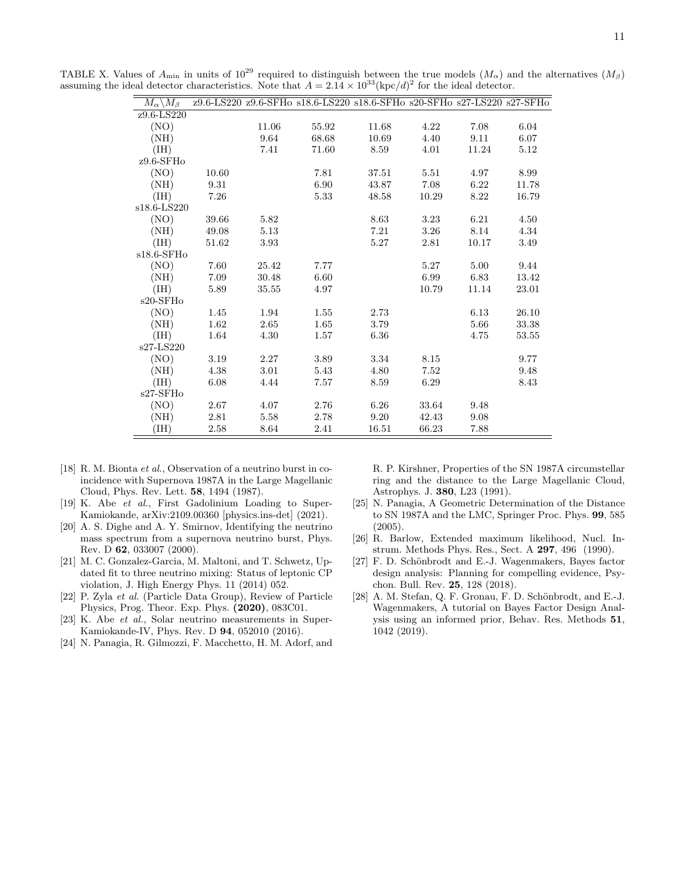TABLE X. Values of $A_{\min}$ in units of $10^{29}$ required to distinguish between the true models ($M_\alpha$) and the alternatives ($M_\beta$) assuming the ideal detector characteristics. Note that $A = 2.14 \times 10^{33}(\text{kpc}/d)^2$ for the ideal detector.

| $M_\alpha \backslash M_\beta$ | z9.6-LS220 | z9.6-SFHo | s18.6-LS220 | s18.6-SFHo | s20-SFHo | s27-LS220 | s27-SFHo |
|---|---|---|---|---|---|---|---|
| z9.6-LS220 | | | | | | | |
| (NO) | | 11.06 | 55.92 | 11.68 | 4.22 | 7.08 | 6.04 |
| (NH) | | 9.64 | 68.68 | 10.69 | 4.40 | 9.11 | 6.07 |
| (IH) | | 7.41 | 71.60 | 8.59 | 4.01 | 11.24 | 5.12 |
| z9.6-SFHo | | | | | | | |
| (NO) | 10.60 | | 7.81 | 37.51 | 5.51 | 4.97 | 8.99 |
| (NH) | 9.31 | | 6.90 | 43.87 | 7.08 | 6.22 | 11.78 |
| (IH) | 7.26 | | 5.33 | 48.58 | 10.29 | 8.22 | 16.79 |
| s18.6-LS220 | | | | | | | |
| (NO) | 39.66 | 5.82 | | 8.63 | 3.23 | 6.21 | 4.50 |
| (NH) | 49.08 | 5.13 | | 7.21 | 3.26 | 8.14 | 4.34 |
| (IH) | 51.62 | 3.93 | | 5.27 | 2.81 | 10.17 | 3.49 |
| s18.6-SFHo | | | | | | | |
| (NO) | 7.60 | 25.42 | 7.77 | | 5.27 | 5.00 | 9.44 |
| (NH) | 7.09 | 30.48 | 6.60 | | 6.99 | 6.83 | 13.42 |
| (IH) | 5.89 | 35.55 | 4.97 | | 10.79 | 11.14 | 23.01 |
| s20-SFHo | | | | | | | |
| (NO) | 1.45 | 1.94 | 1.55 | 2.73 | | 6.13 | 26.10 |
| (NH) | 1.62 | 2.65 | 1.65 | 3.79 | | 5.66 | 33.38 |
| (IH) | 1.64 | 4.30 | 1.57 | 6.36 | | 4.75 | 53.55 |
| s27-LS220 | | | | | | | |
| (NO) | 3.19 | 2.27 | 3.89 | 3.34 | 8.15 | | 9.77 |
| (NH) | 4.38 | 3.01 | 5.43 | 4.80 | 7.52 | | 9.48 |
| (IH) | 6.08 | 4.44 | 7.57 | 8.59 | 6.29 | | 8.43 |
| s27-SFHo | | | | | | | |
| (NO) | 2.67 | 4.07 | 2.76 | 6.26 | 33.64 | 9.48 | |
| (NH) | 2.81 | 5.58 | 2.78 | 9.20 | 42.43 | 9.08 | |
| (IH) | 2.58 | 8.64 | 2.41 | 16.51 | 66.23 | 7.88 | |

[18] R. M. Bionta *et al.*, Observation of a neutrino burst in coincidence with Supernova 1987A in the Large Magellanic Cloud, Phys. Rev. Lett. **58**, 1494 (1987).

[19] K. Abe *et al.*, First Gadolinium Loading to Super-Kamiokande, arXiv:2109.00360 [physics.ins-det] (2021).

[20] A. S. Dighe and A. Y. Smirnov, Identifying the neutrino mass spectrum from a supernova neutrino burst, Phys. Rev. D **62**, 033007 (2000).

[21] M. C. Gonzalez-Garcia, M. Maltoni, and T. Schwetz, Updated fit to three neutrino mixing: Status of leptonic CP violation, J. High Energy Phys. 11 (2014) 052.

[22] P. Zyla *et al.* (Particle Data Group), Review of Particle Physics, Prog. Theor. Exp. Phys. **(2020)**, 083C01.

[23] K. Abe *et al.*, Solar neutrino measurements in Super-Kamiokande-IV, Phys. Rev. D **94**, 052010 (2016).

[24] N. Panagia, R. Gilmozzi, F. Macchetto, H. M. Adorf, and R. P. Kirshner, Properties of the SN 1987A circumstellar ring and the distance to the Large Magellanic Cloud, Astrophys. J. **380**, L23 (1991).

[25] N. Panagia, A Geometric Determination of the Distance to SN 1987A and the LMC, Springer Proc. Phys. **99**, 585 (2005).

[26] R. Barlow, Extended maximum likelihood, Nucl. Instrum. Methods Phys. Res., Sect. A **297**, 496 (1990).

[27] F. D. Schönbrodt and E.-J. Wagenmakers, Bayes factor design analysis: Planning for compelling evidence, Psychon. Bull. Rev. **25**, 128 (2018).

[28] A. M. Stefan, Q. F. Gronau, F. D. Schönbrodt, and E.-J. Wagenmakers, A tutorial on Bayes Factor Design Analysis using an informed prior, Behav. Res. Methods **51**, 1042 (2019).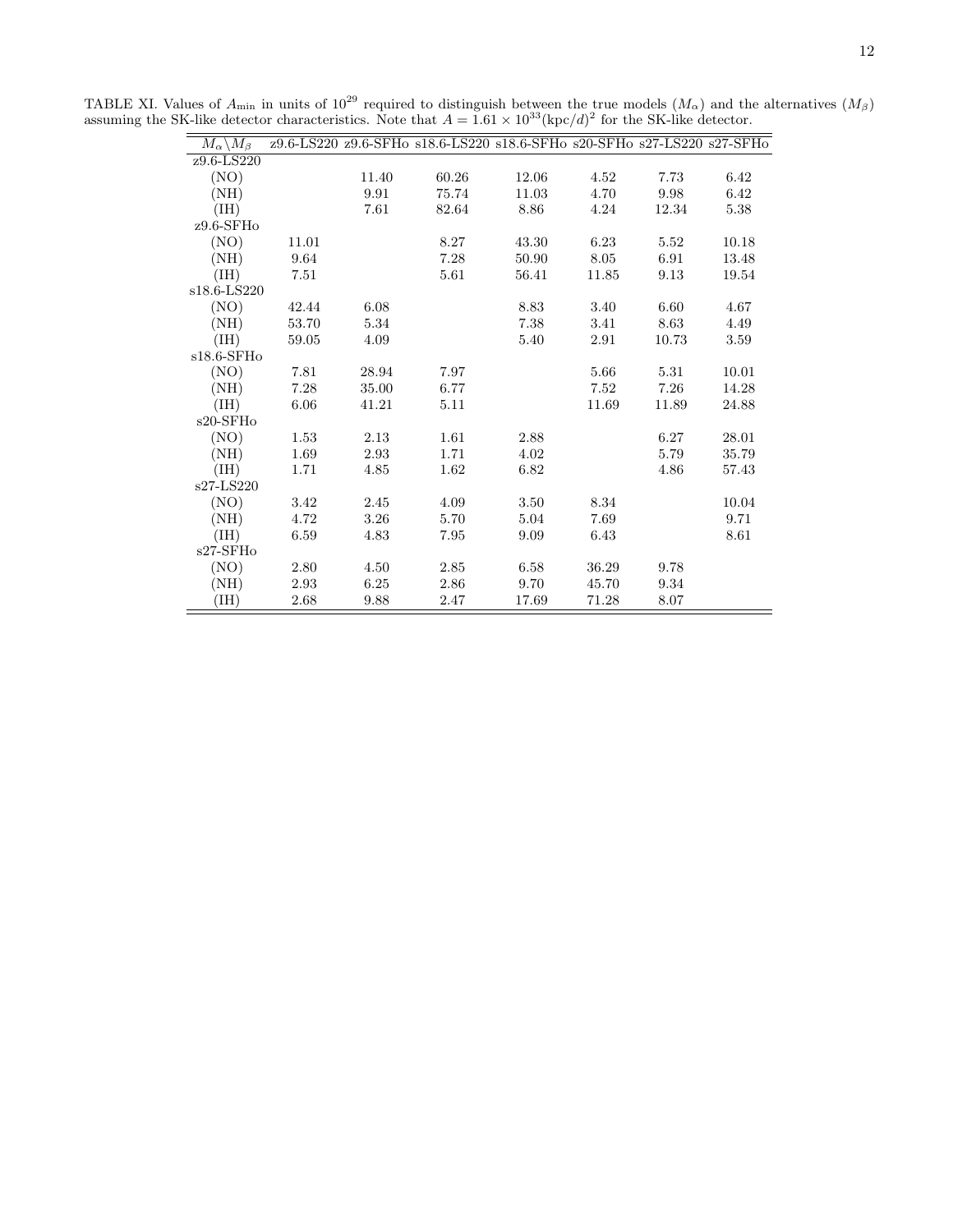TABLE XI. Values of $A_{\min}$ in units of $10^{29}$ required to distinguish between the true models ($M_\alpha$) and the alternatives ($M_\beta$) assuming the SK-like detector characteristics. Note that $A = 1.61 \times 10^{33}(\mathrm{kpc}/d)^2$ for the SK-like detector.

| $M_\alpha \backslash M_\beta$ | z9.6-LS220 | z9.6-SFHo | s18.6-LS220 | s18.6-SFHo | s20-SFHo | s27-LS220 | s27-SFHo |
|---|---|---|---|---|---|---|---|
| z9.6-LS220 | | | | | | | |
| (NO) | | 11.40 | 60.26 | 12.06 | 4.52 | 7.73 | 6.42 |
| (NH) | | 9.91 | 75.74 | 11.03 | 4.70 | 9.98 | 6.42 |
| (IH) | | 7.61 | 82.64 | 8.86 | 4.24 | 12.34 | 5.38 |
| z9.6-SFHo | | | | | | | |
| (NO) | 11.01 | | 8.27 | 43.30 | 6.23 | 5.52 | 10.18 |
| (NH) | 9.64 | | 7.28 | 50.90 | 8.05 | 6.91 | 13.48 |
| (IH) | 7.51 | | 5.61 | 56.41 | 11.85 | 9.13 | 19.54 |
| s18.6-LS220 | | | | | | | |
| (NO) | 42.44 | 6.08 | | 8.83 | 3.40 | 6.60 | 4.67 |
| (NH) | 53.70 | 5.34 | | 7.38 | 3.41 | 8.63 | 4.49 |
| (IH) | 59.05 | 4.09 | | 5.40 | 2.91 | 10.73 | 3.59 |
| s18.6-SFHo | | | | | | | |
| (NO) | 7.81 | 28.94 | 7.97 | | 5.66 | 5.31 | 10.01 |
| (NH) | 7.28 | 35.00 | 6.77 | | 7.52 | 7.26 | 14.28 |
| (IH) | 6.06 | 41.21 | 5.11 | | 11.69 | 11.89 | 24.88 |
| s20-SFHo | | | | | | | |
| (NO) | 1.53 | 2.13 | 1.61 | 2.88 | | 6.27 | 28.01 |
| (NH) | 1.69 | 2.93 | 1.71 | 4.02 | | 5.79 | 35.79 |
| (IH) | 1.71 | 4.85 | 1.62 | 6.82 | | 4.86 | 57.43 |
| s27-LS220 | | | | | | | |
| (NO) | 3.42 | 2.45 | 4.09 | 3.50 | 8.34 | | 10.04 |
| (NH) | 4.72 | 3.26 | 5.70 | 5.04 | 7.69 | | 9.71 |
| (IH) | 6.59 | 4.83 | 7.95 | 9.09 | 6.43 | | 8.61 |
| s27-SFHo | | | | | | | |
| (NO) | 2.80 | 4.50 | 2.85 | 6.58 | 36.29 | 9.78 | |
| (NH) | 2.93 | 6.25 | 2.86 | 9.70 | 45.70 | 9.34 | |
| (IH) | 2.68 | 9.88 | 2.47 | 17.69 | 71.28 | 8.07 | |